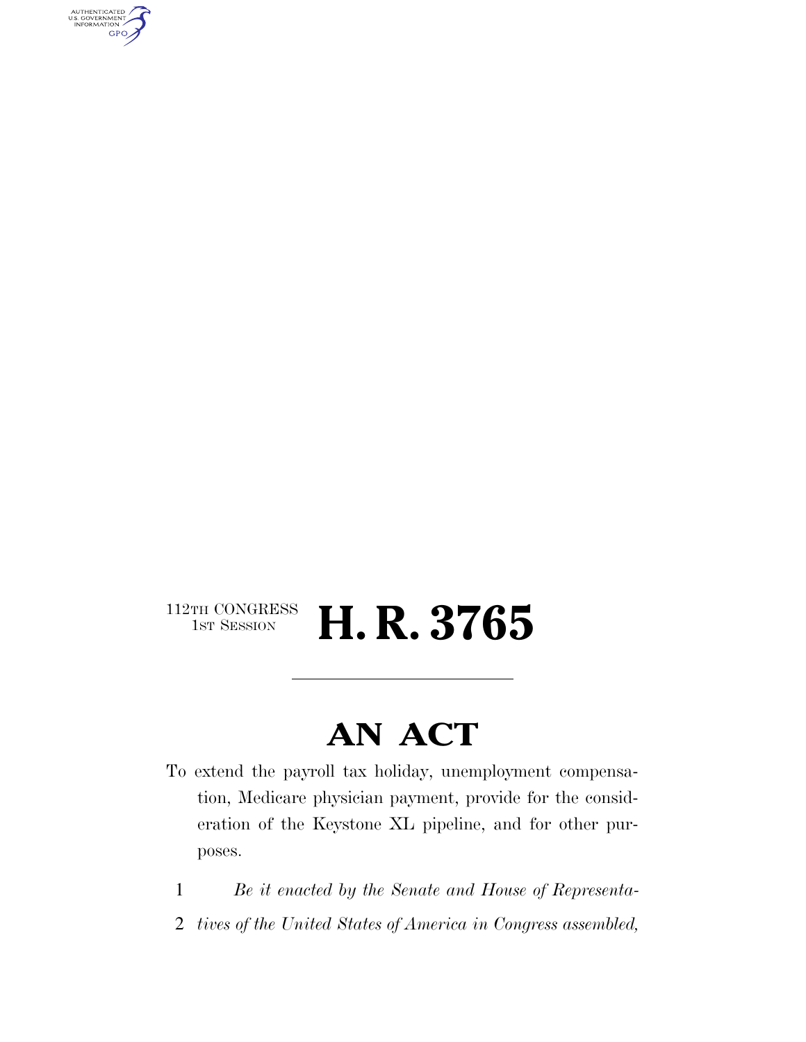112TH CONGRESS
1ST SESSION

# H. R. 3765

---

# AN ACT

To extend the payroll tax holiday, unemployment compensation, Medicare physician payment, provide for the consideration of the Keystone XL pipeline, and for other purposes.

1 *Be it enacted by the Senate and House of Representa-*
2 *tives of the United States of America in Congress assembled,*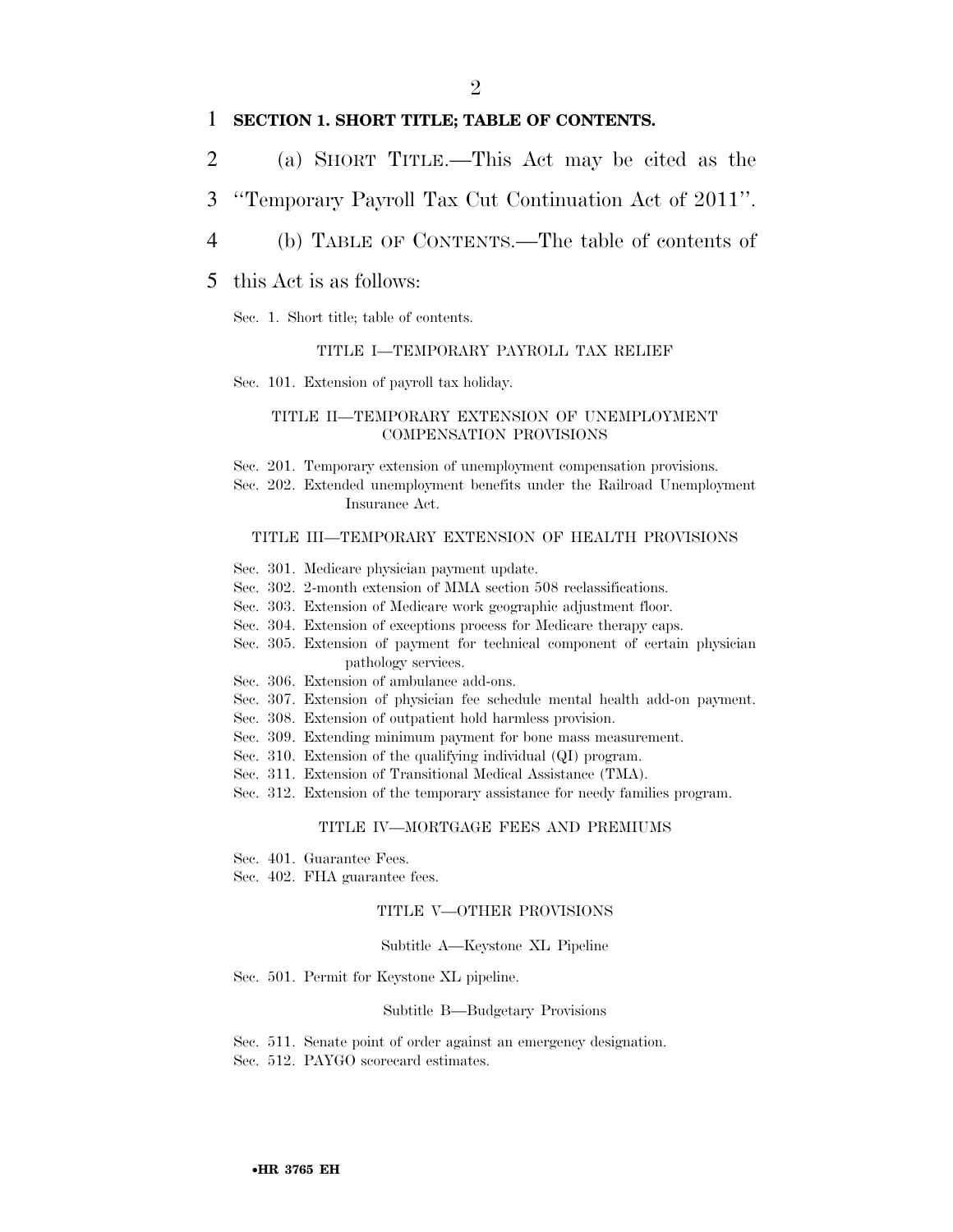**SECTION 1. SHORT TITLE; TABLE OF CONTENTS.**

(a) SHORT TITLE.—This Act may be cited as the "Temporary Payroll Tax Cut Continuation Act of 2011".

(b) TABLE OF CONTENTS.—The table of contents of this Act is as follows:

Sec. 1. Short title; table of contents.

TITLE I—TEMPORARY PAYROLL TAX RELIEF

Sec. 101. Extension of payroll tax holiday.

TITLE II—TEMPORARY EXTENSION OF UNEMPLOYMENT COMPENSATION PROVISIONS

Sec. 201. Temporary extension of unemployment compensation provisions.
Sec. 202. Extended unemployment benefits under the Railroad Unemployment Insurance Act.

TITLE III—TEMPORARY EXTENSION OF HEALTH PROVISIONS

Sec. 301. Medicare physician payment update.
Sec. 302. 2-month extension of MMA section 508 reclassifications.
Sec. 303. Extension of Medicare work geographic adjustment floor.
Sec. 304. Extension of exceptions process for Medicare therapy caps.
Sec. 305. Extension of payment for technical component of certain physician pathology services.
Sec. 306. Extension of ambulance add-ons.
Sec. 307. Extension of physician fee schedule mental health add-on payment.
Sec. 308. Extension of outpatient hold harmless provision.
Sec. 309. Extending minimum payment for bone mass measurement.
Sec. 310. Extension of the qualifying individual (QI) program.
Sec. 311. Extension of Transitional Medical Assistance (TMA).
Sec. 312. Extension of the temporary assistance for needy families program.

TITLE IV—MORTGAGE FEES AND PREMIUMS

Sec. 401. Guarantee Fees.
Sec. 402. FHA guarantee fees.

TITLE V—OTHER PROVISIONS

Subtitle A—Keystone XL Pipeline

Sec. 501. Permit for Keystone XL pipeline.

Subtitle B—Budgetary Provisions

Sec. 511. Senate point of order against an emergency designation.
Sec. 512. PAYGO scorecard estimates.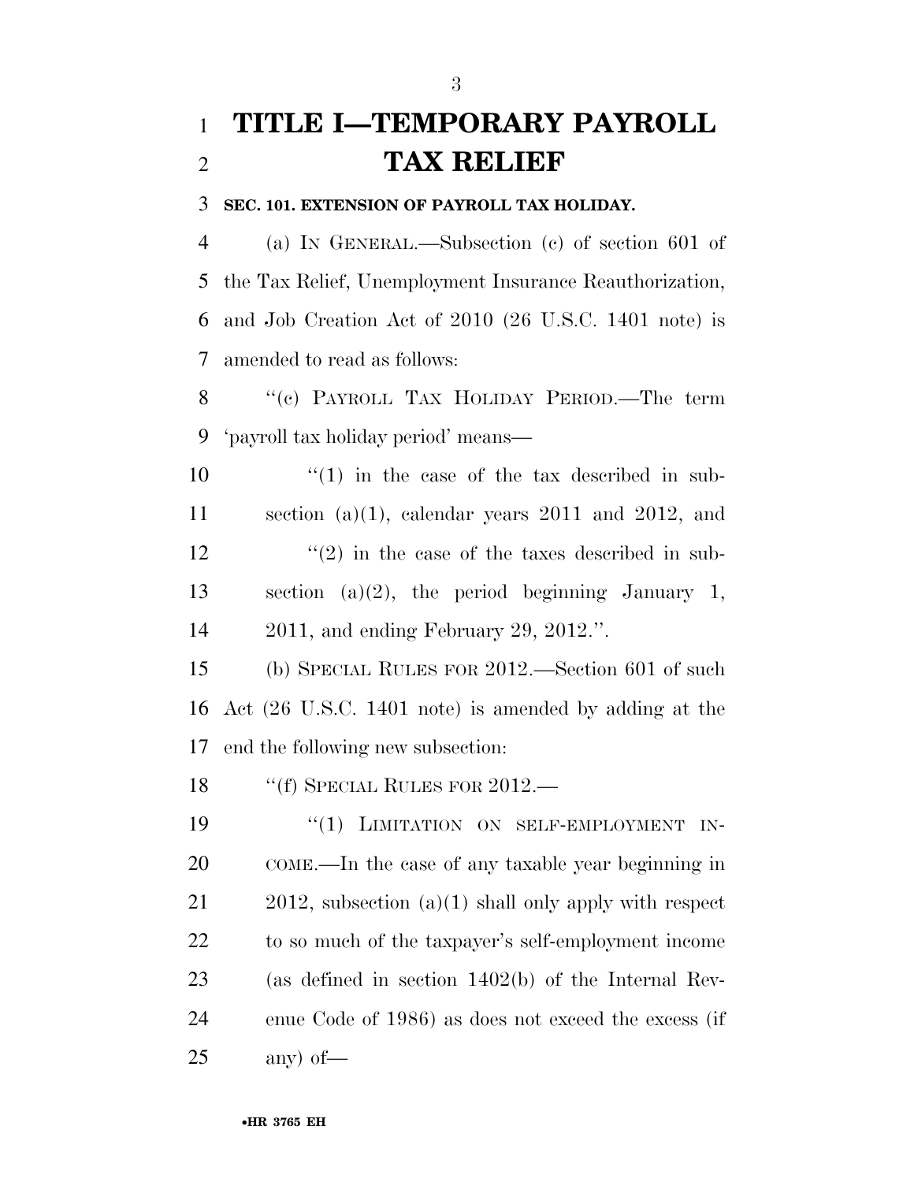# TITLE I—TEMPORARY PAYROLL TAX RELIEF

**SEC. 101. EXTENSION OF PAYROLL TAX HOLIDAY.**

(a) IN GENERAL.—Subsection (c) of section 601 of the Tax Relief, Unemployment Insurance Reauthorization, and Job Creation Act of 2010 (26 U.S.C. 1401 note) is amended to read as follows:

"(c) PAYROLL TAX HOLIDAY PERIOD.—The term 'payroll tax holiday period' means—

"(1) in the case of the tax described in subsection (a)(1), calendar years 2011 and 2012, and

"(2) in the case of the taxes described in subsection (a)(2), the period beginning January 1, 2011, and ending February 29, 2012.".

(b) SPECIAL RULES FOR 2012.—Section 601 of such Act (26 U.S.C. 1401 note) is amended by adding at the end the following new subsection:

"(f) SPECIAL RULES FOR 2012.—

"(1) LIMITATION ON SELF-EMPLOYMENT INCOME.—In the case of any taxable year beginning in 2012, subsection (a)(1) shall only apply with respect to so much of the taxpayer's self-employment income (as defined in section 1402(b) of the Internal Revenue Code of 1986) as does not exceed the excess (if any) of—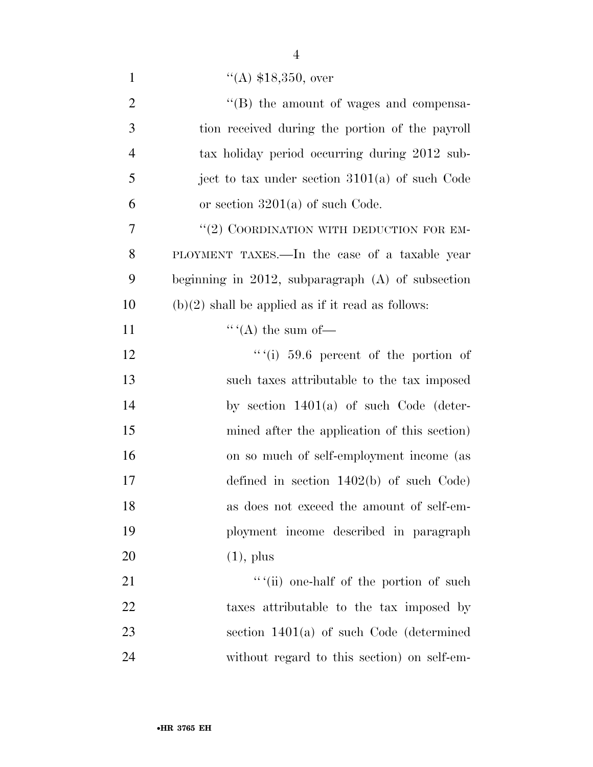"(A) $18,350, over

"(B) the amount of wages and compensation received during the portion of the payroll tax holiday period occurring during 2012 subject to tax under section 3101(a) of such Code or section 3201(a) of such Code.

"(2) COORDINATION WITH DEDUCTION FOR EMPLOYMENT TAXES.—In the case of a taxable year beginning in 2012, subparagraph (A) of subsection (b)(2) shall be applied as if it read as follows:

"'(A) the sum of—

"'(i) 59.6 percent of the portion of such taxes attributable to the tax imposed by section 1401(a) of such Code (determined after the application of this section) on so much of self-employment income (as defined in section 1402(b) of such Code) as does not exceed the amount of self-employment income described in paragraph (1), plus

"'(ii) one-half of the portion of such taxes attributable to the tax imposed by section 1401(a) of such Code (determined without regard to this section) on self-em-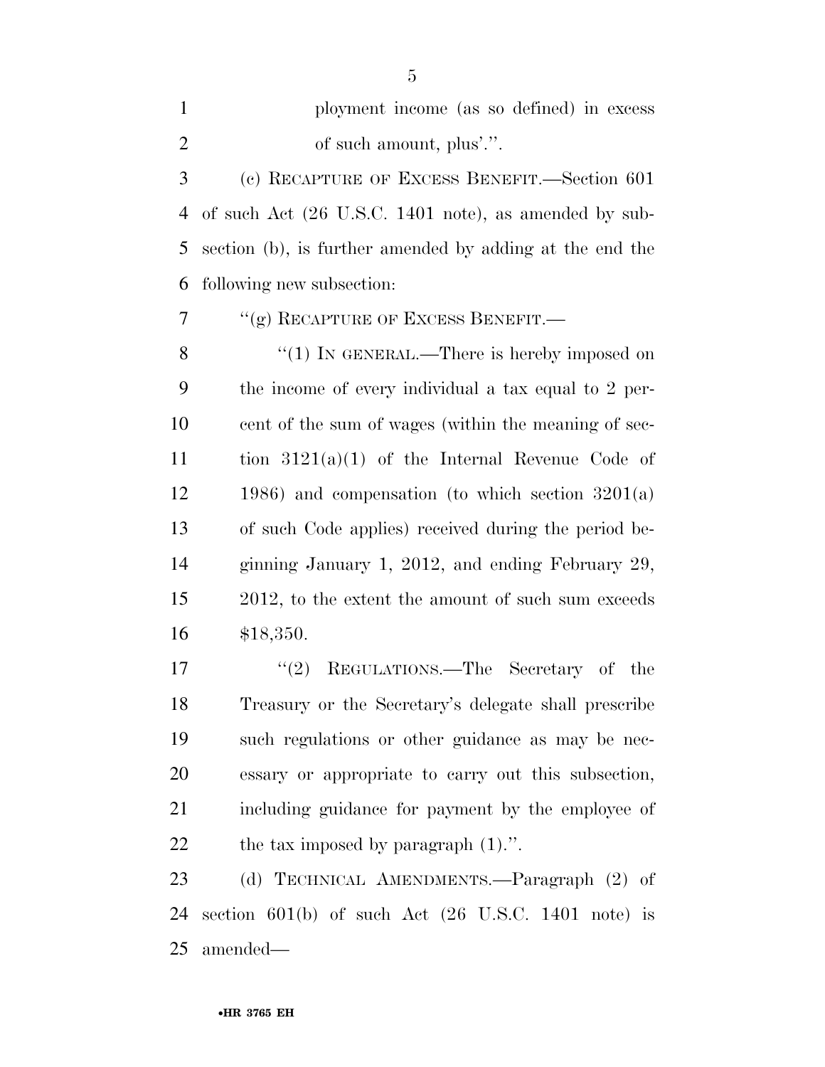ployment income (as so defined) in excess of such amount, plus'.''.

(c) RECAPTURE OF EXCESS BENEFIT.—Section 601 of such Act (26 U.S.C. 1401 note), as amended by subsection (b), is further amended by adding at the end the following new subsection:

''(g) RECAPTURE OF EXCESS BENEFIT.—

''(1) IN GENERAL.—There is hereby imposed on the income of every individual a tax equal to 2 percent of the sum of wages (within the meaning of section 3121(a)(1) of the Internal Revenue Code of 1986) and compensation (to which section 3201(a) of such Code applies) received during the period beginning January 1, 2012, and ending February 29, 2012, to the extent the amount of such sum exceeds $18,350.

''(2) REGULATIONS.—The Secretary of the Treasury or the Secretary's delegate shall prescribe such regulations or other guidance as may be necessary or appropriate to carry out this subsection, including guidance for payment by the employee of the tax imposed by paragraph (1).''.

(d) TECHNICAL AMENDMENTS.—Paragraph (2) of section 601(b) of such Act (26 U.S.C. 1401 note) is amended—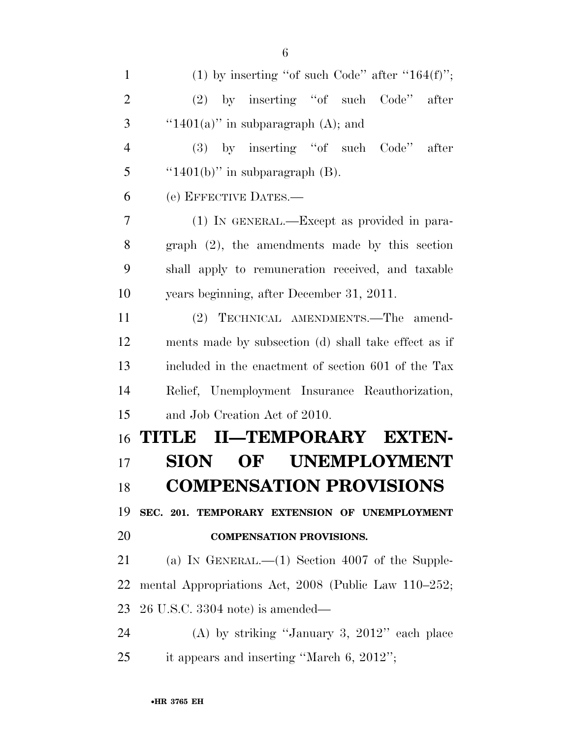(1) by inserting ''of such Code'' after ''164(f)'';

(2) by inserting ''of such Code'' after ''1401(a)'' in subparagraph (A); and

(3) by inserting ''of such Code'' after ''1401(b)'' in subparagraph (B).

(e) EFFECTIVE DATES.—

(1) IN GENERAL.—Except as provided in paragraph (2), the amendments made by this section shall apply to remuneration received, and taxable years beginning, after December 31, 2011.

(2) TECHNICAL AMENDMENTS.—The amendments made by subsection (d) shall take effect as if included in the enactment of section 601 of the Tax Relief, Unemployment Insurance Reauthorization, and Job Creation Act of 2010.

# TITLE II—TEMPORARY EXTENSION OF UNEMPLOYMENT COMPENSATION PROVISIONS

## SEC. 201. TEMPORARY EXTENSION OF UNEMPLOYMENT COMPENSATION PROVISIONS.

(a) IN GENERAL.—(1) Section 4007 of the Supplemental Appropriations Act, 2008 (Public Law 110–252; 26 U.S.C. 3304 note) is amended—

(A) by striking ''January 3, 2012'' each place it appears and inserting ''March 6, 2012'';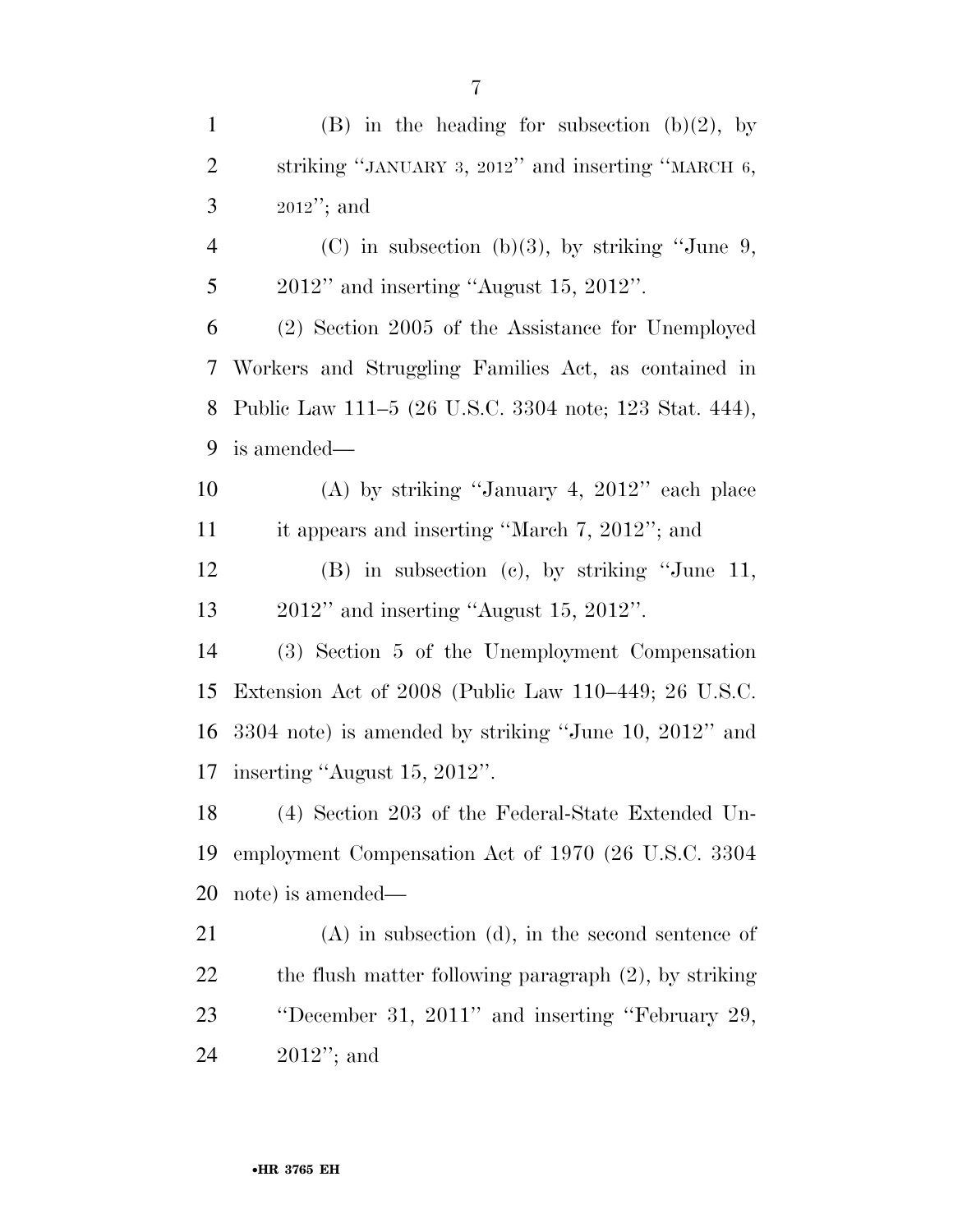(B) in the heading for subsection (b)(2), by striking "JANUARY 3, 2012" and inserting "MARCH 6, 2012"; and

(C) in subsection (b)(3), by striking "June 9, 2012" and inserting "August 15, 2012".

(2) Section 2005 of the Assistance for Unemployed Workers and Struggling Families Act, as contained in Public Law 111–5 (26 U.S.C. 3304 note; 123 Stat. 444), is amended—

(A) by striking "January 4, 2012" each place it appears and inserting "March 7, 2012"; and

(B) in subsection (c), by striking "June 11, 2012" and inserting "August 15, 2012".

(3) Section 5 of the Unemployment Compensation Extension Act of 2008 (Public Law 110–449; 26 U.S.C. 3304 note) is amended by striking "June 10, 2012" and inserting "August 15, 2012".

(4) Section 203 of the Federal-State Extended Unemployment Compensation Act of 1970 (26 U.S.C. 3304 note) is amended—

(A) in subsection (d), in the second sentence of the flush matter following paragraph (2), by striking "December 31, 2011" and inserting "February 29, 2012"; and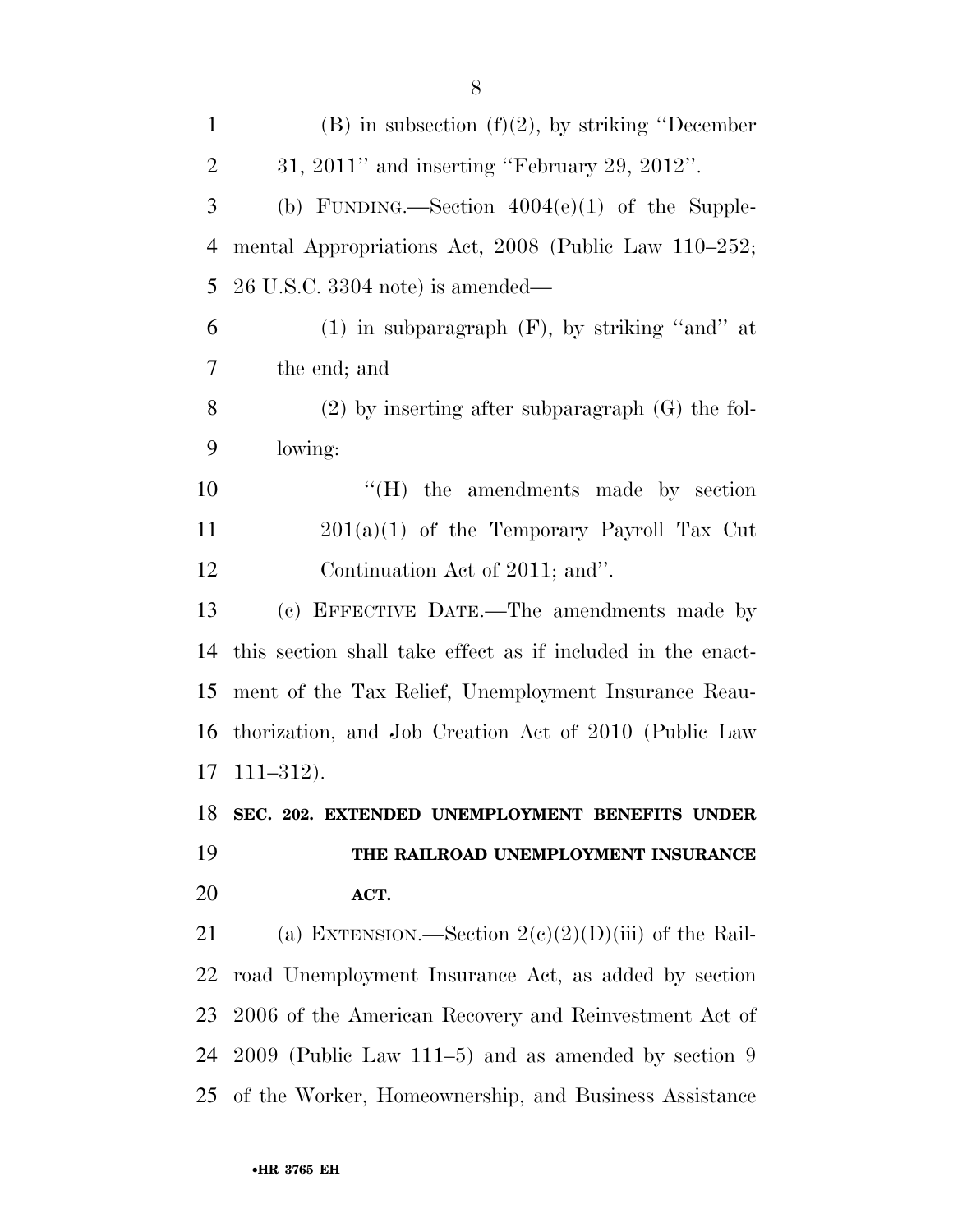(B) in subsection (f)(2), by striking ''December 31, 2011'' and inserting ''February 29, 2012''.

(b) FUNDING.—Section 4004(e)(1) of the Supplemental Appropriations Act, 2008 (Public Law 110–252; 26 U.S.C. 3304 note) is amended—

(1) in subparagraph (F), by striking ''and'' at the end; and

(2) by inserting after subparagraph (G) the following:

''(H) the amendments made by section 201(a)(1) of the Temporary Payroll Tax Cut Continuation Act of 2011; and''.

(c) EFFECTIVE DATE.—The amendments made by this section shall take effect as if included in the enactment of the Tax Relief, Unemployment Insurance Reauthorization, and Job Creation Act of 2010 (Public Law 111–312).

**SEC. 202. EXTENDED UNEMPLOYMENT BENEFITS UNDER THE RAILROAD UNEMPLOYMENT INSURANCE ACT.**

(a) EXTENSION.—Section 2(c)(2)(D)(iii) of the Railroad Unemployment Insurance Act, as added by section 2006 of the American Recovery and Reinvestment Act of 2009 (Public Law 111–5) and as amended by section 9 of the Worker, Homeownership, and Business Assistance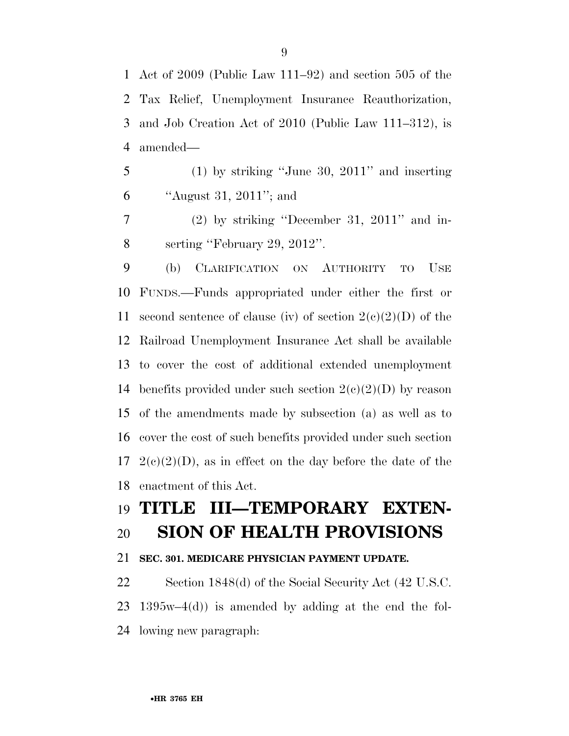Act of 2009 (Public Law 111–92) and section 505 of the Tax Relief, Unemployment Insurance Reauthorization, and Job Creation Act of 2010 (Public Law 111–312), is amended—

(1) by striking ''June 30, 2011'' and inserting ''August 31, 2011''; and

(2) by striking ''December 31, 2011'' and inserting ''February 29, 2012''.

(b) CLARIFICATION ON AUTHORITY TO USE FUNDS.—Funds appropriated under either the first or second sentence of clause (iv) of section 2(c)(2)(D) of the Railroad Unemployment Insurance Act shall be available to cover the cost of additional extended unemployment benefits provided under such section 2(c)(2)(D) by reason of the amendments made by subsection (a) as well as to cover the cost of such benefits provided under such section 2(c)(2)(D), as in effect on the day before the date of the enactment of this Act.

# TITLE III—TEMPORARY EXTENSION OF HEALTH PROVISIONS

### SEC. 301. MEDICARE PHYSICIAN PAYMENT UPDATE.

Section 1848(d) of the Social Security Act (42 U.S.C. 1395w–4(d)) is amended by adding at the end the following new paragraph: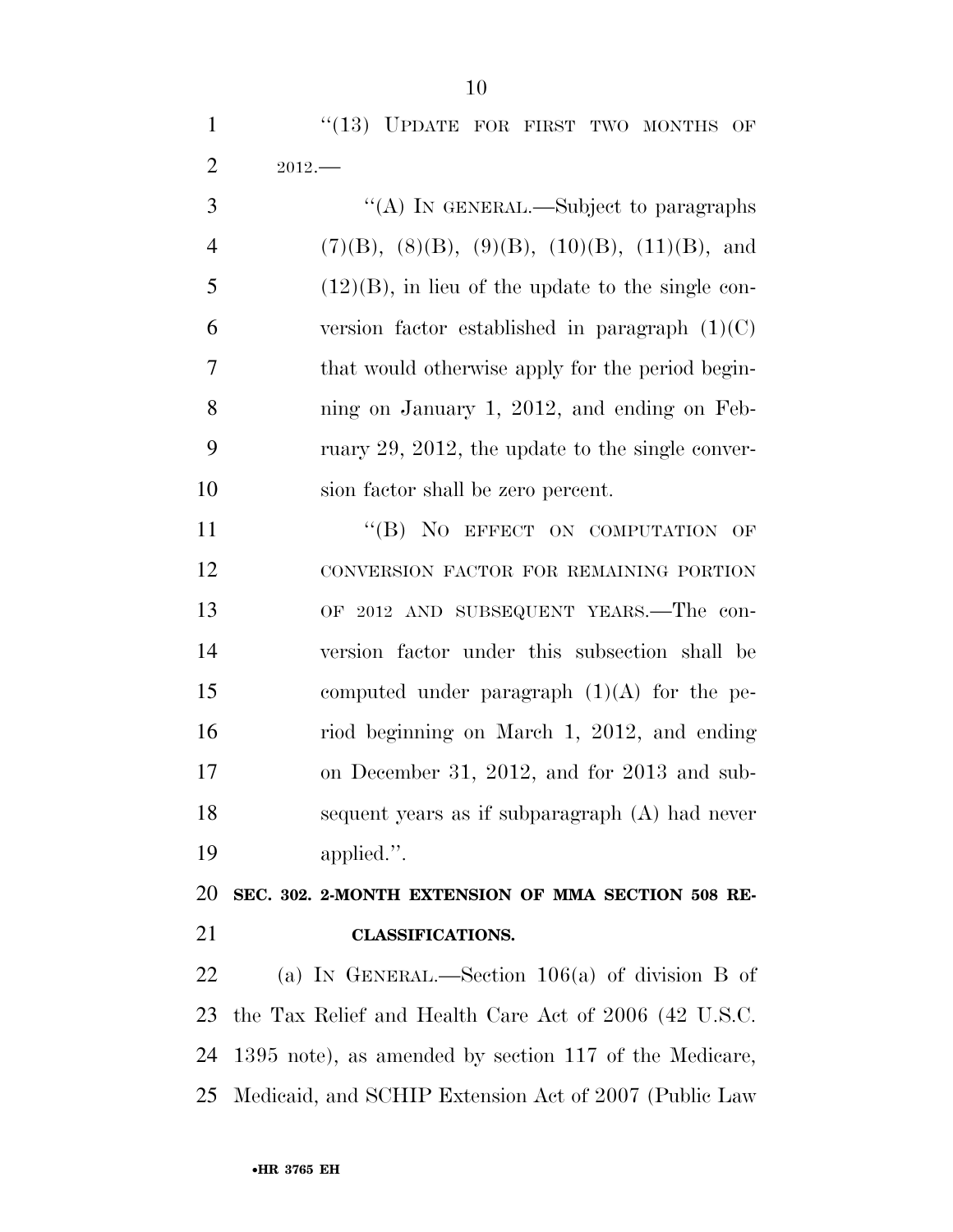"(13) UPDATE FOR FIRST TWO MONTHS OF 2012.—

"(A) IN GENERAL.—Subject to paragraphs (7)(B), (8)(B), (9)(B), (10)(B), (11)(B), and (12)(B), in lieu of the update to the single conversion factor established in paragraph (1)(C) that would otherwise apply for the period beginning on January 1, 2012, and ending on February 29, 2012, the update to the single conversion factor shall be zero percent.

"(B) NO EFFECT ON COMPUTATION OF CONVERSION FACTOR FOR REMAINING PORTION OF 2012 AND SUBSEQUENT YEARS.—The conversion factor under this subsection shall be computed under paragraph (1)(A) for the period beginning on March 1, 2012, and ending on December 31, 2012, and for 2013 and subsequent years as if subparagraph (A) had never applied.".

**SEC. 302. 2-MONTH EXTENSION OF MMA SECTION 508 RECLASSIFICATIONS.**

(a) IN GENERAL.—Section 106(a) of division B of the Tax Relief and Health Care Act of 2006 (42 U.S.C. 1395 note), as amended by section 117 of the Medicare, Medicaid, and SCHIP Extension Act of 2007 (Public Law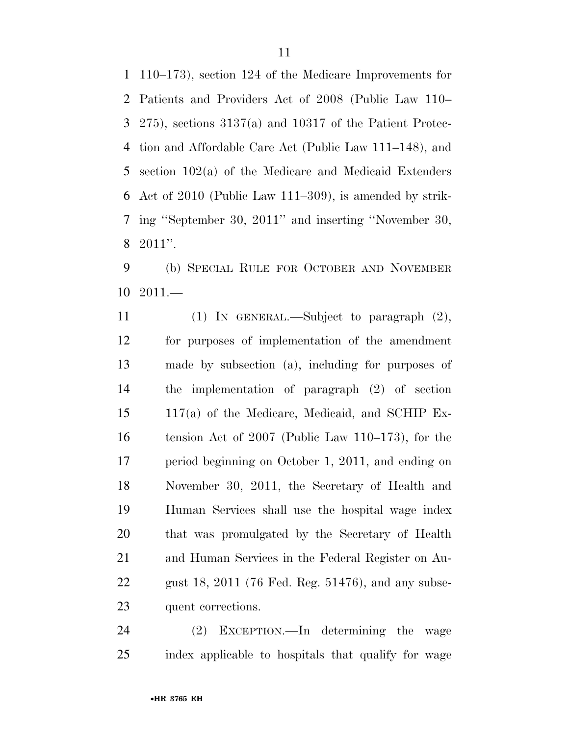110–173), section 124 of the Medicare Improvements for Patients and Providers Act of 2008 (Public Law 110–275), sections 3137(a) and 10317 of the Patient Protection and Affordable Care Act (Public Law 111–148), and section 102(a) of the Medicare and Medicaid Extenders Act of 2010 (Public Law 111–309), is amended by striking ''September 30, 2011'' and inserting ''November 30, 2011''.

(b) SPECIAL RULE FOR OCTOBER AND NOVEMBER 2011.—

(1) IN GENERAL.—Subject to paragraph (2), for purposes of implementation of the amendment made by subsection (a), including for purposes of the implementation of paragraph (2) of section 117(a) of the Medicare, Medicaid, and SCHIP Extension Act of 2007 (Public Law 110–173), for the period beginning on October 1, 2011, and ending on November 30, 2011, the Secretary of Health and Human Services shall use the hospital wage index that was promulgated by the Secretary of Health and Human Services in the Federal Register on August 18, 2011 (76 Fed. Reg. 51476), and any subsequent corrections.

(2) EXCEPTION.—In determining the wage index applicable to hospitals that qualify for wage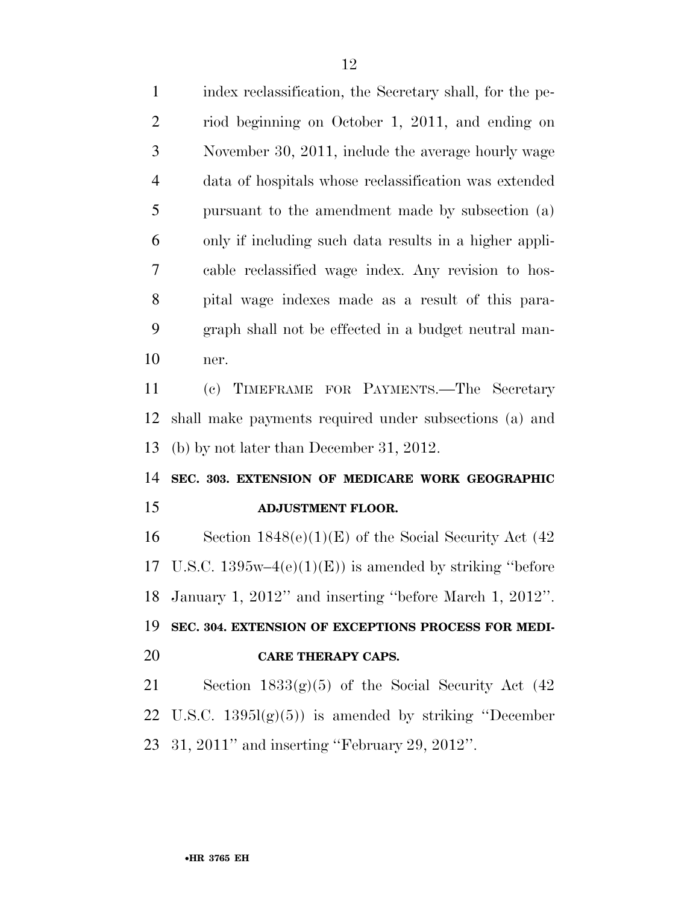index reclassification, the Secretary shall, for the period beginning on October 1, 2011, and ending on November 30, 2011, include the average hourly wage data of hospitals whose reclassification was extended pursuant to the amendment made by subsection (a) only if including such data results in a higher applicable reclassified wage index. Any revision to hospital wage indexes made as a result of this paragraph shall not be effected in a budget neutral manner.

(c) TIMEFRAME FOR PAYMENTS.—The Secretary shall make payments required under subsections (a) and (b) by not later than December 31, 2012.

**SEC. 303. EXTENSION OF MEDICARE WORK GEOGRAPHIC ADJUSTMENT FLOOR.**

Section 1848(e)(1)(E) of the Social Security Act (42 U.S.C. 1395w–4(e)(1)(E)) is amended by striking ''before January 1, 2012'' and inserting ''before March 1, 2012''.

**SEC. 304. EXTENSION OF EXCEPTIONS PROCESS FOR MEDICARE THERAPY CAPS.**

Section 1833(g)(5) of the Social Security Act (42 U.S.C. 1395l(g)(5)) is amended by striking ''December 31, 2011'' and inserting ''February 29, 2012''.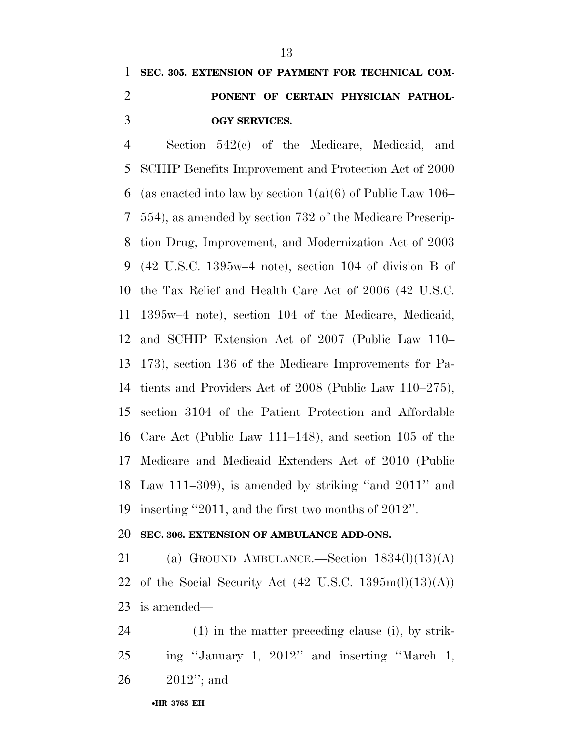**SEC. 305. EXTENSION OF PAYMENT FOR TECHNICAL COMPONENT OF CERTAIN PHYSICIAN PATHOLOGY SERVICES.**

Section 542(c) of the Medicare, Medicaid, and SCHIP Benefits Improvement and Protection Act of 2000 (as enacted into law by section 1(a)(6) of Public Law 106–554), as amended by section 732 of the Medicare Prescription Drug, Improvement, and Modernization Act of 2003 (42 U.S.C. 1395w–4 note), section 104 of division B of the Tax Relief and Health Care Act of 2006 (42 U.S.C. 1395w–4 note), section 104 of the Medicare, Medicaid, and SCHIP Extension Act of 2007 (Public Law 110–173), section 136 of the Medicare Improvements for Patients and Providers Act of 2008 (Public Law 110–275), section 3104 of the Patient Protection and Affordable Care Act (Public Law 111–148), and section 105 of the Medicare and Medicaid Extenders Act of 2010 (Public Law 111–309), is amended by striking ''and 2011'' and inserting ''2011, and the first two months of 2012''.

**SEC. 306. EXTENSION OF AMBULANCE ADD-ONS.**

(a) GROUND AMBULANCE.—Section 1834(l)(13)(A) of the Social Security Act (42 U.S.C. 1395m(l)(13)(A)) is amended—

(1) in the matter preceding clause (i), by striking ''January 1, 2012'' and inserting ''March 1, 2012''; and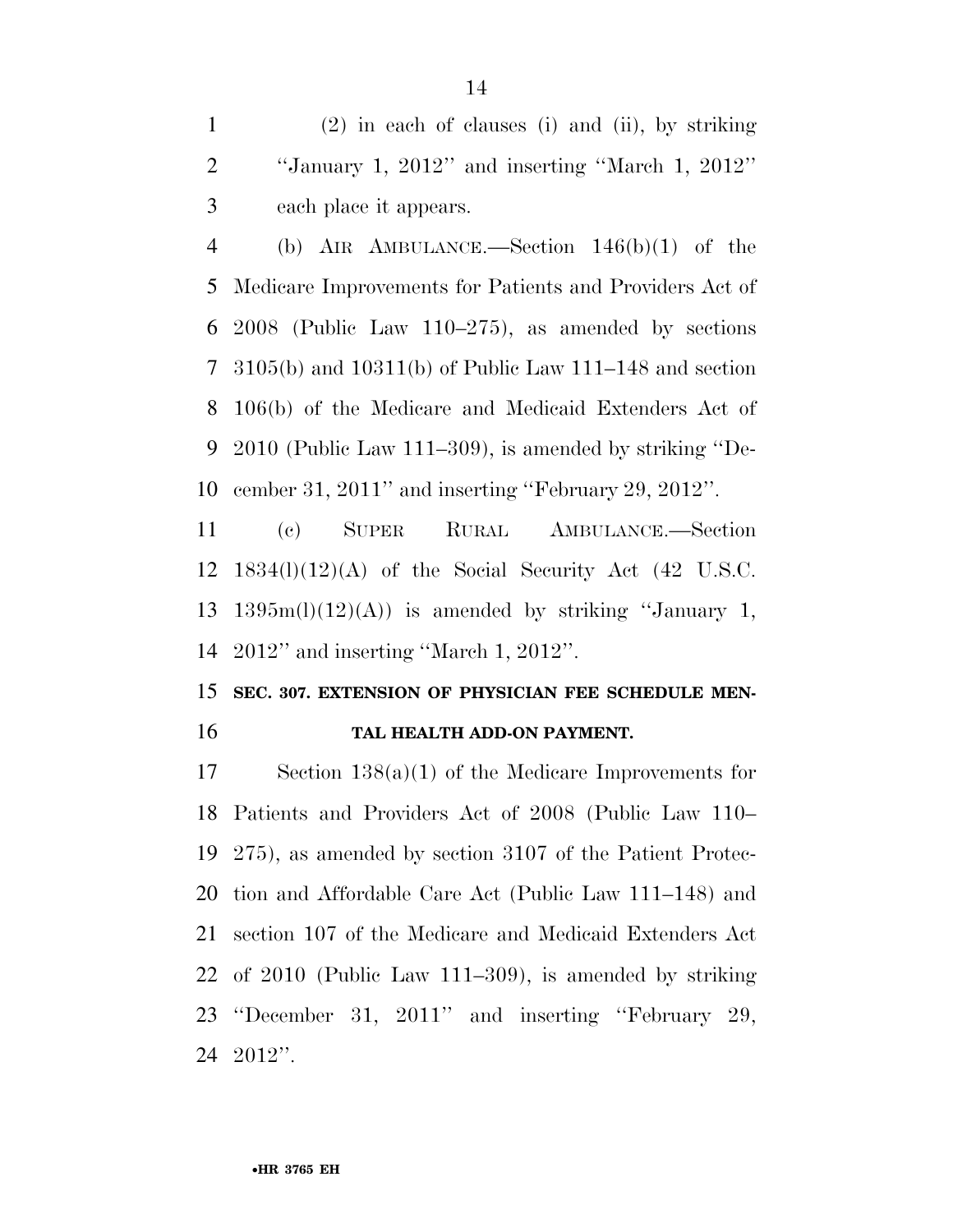(2) in each of clauses (i) and (ii), by striking "January 1, 2012" and inserting "March 1, 2012" each place it appears.

(b) AIR AMBULANCE.—Section 146(b)(1) of the Medicare Improvements for Patients and Providers Act of 2008 (Public Law 110–275), as amended by sections 3105(b) and 10311(b) of Public Law 111–148 and section 106(b) of the Medicare and Medicaid Extenders Act of 2010 (Public Law 111–309), is amended by striking "December 31, 2011" and inserting "February 29, 2012".

(c) SUPER RURAL AMBULANCE.—Section 1834(l)(12)(A) of the Social Security Act (42 U.S.C. 1395m(l)(12)(A)) is amended by striking "January 1, 2012" and inserting "March 1, 2012".

## SEC. 307. EXTENSION OF PHYSICIAN FEE SCHEDULE MENTAL HEALTH ADD-ON PAYMENT.

Section 138(a)(1) of the Medicare Improvements for Patients and Providers Act of 2008 (Public Law 110–275), as amended by section 3107 of the Patient Protection and Affordable Care Act (Public Law 111–148) and section 107 of the Medicare and Medicaid Extenders Act of 2010 (Public Law 111–309), is amended by striking "December 31, 2011" and inserting "February 29, 2012".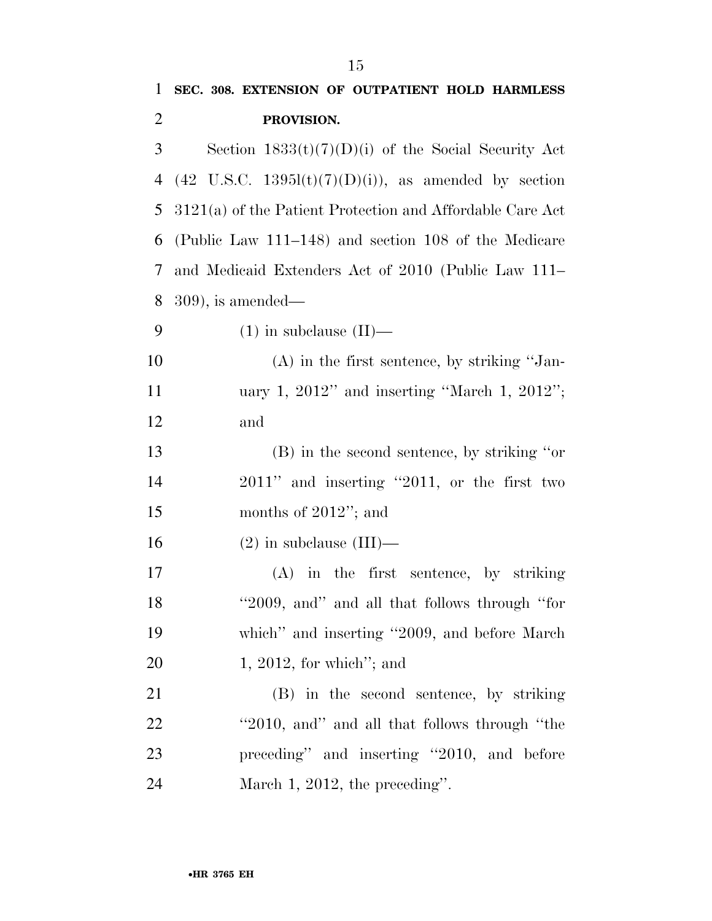**SEC. 308. EXTENSION OF OUTPATIENT HOLD HARMLESS PROVISION.**

Section 1833(t)(7)(D)(i) of the Social Security Act (42 U.S.C. 1395l(t)(7)(D)(i)), as amended by section 3121(a) of the Patient Protection and Affordable Care Act (Public Law 111–148) and section 108 of the Medicare and Medicaid Extenders Act of 2010 (Public Law 111–309), is amended—

(1) in subclause (II)—

(A) in the first sentence, by striking ''January 1, 2012'' and inserting ''March 1, 2012''; and

(B) in the second sentence, by striking ''or 2011'' and inserting ''2011, or the first two months of 2012''; and

(2) in subclause (III)—

(A) in the first sentence, by striking ''2009, and'' and all that follows through ''for which'' and inserting ''2009, and before March 1, 2012, for which''; and

(B) in the second sentence, by striking ''2010, and'' and all that follows through ''the preceding'' and inserting ''2010, and before March 1, 2012, the preceding''.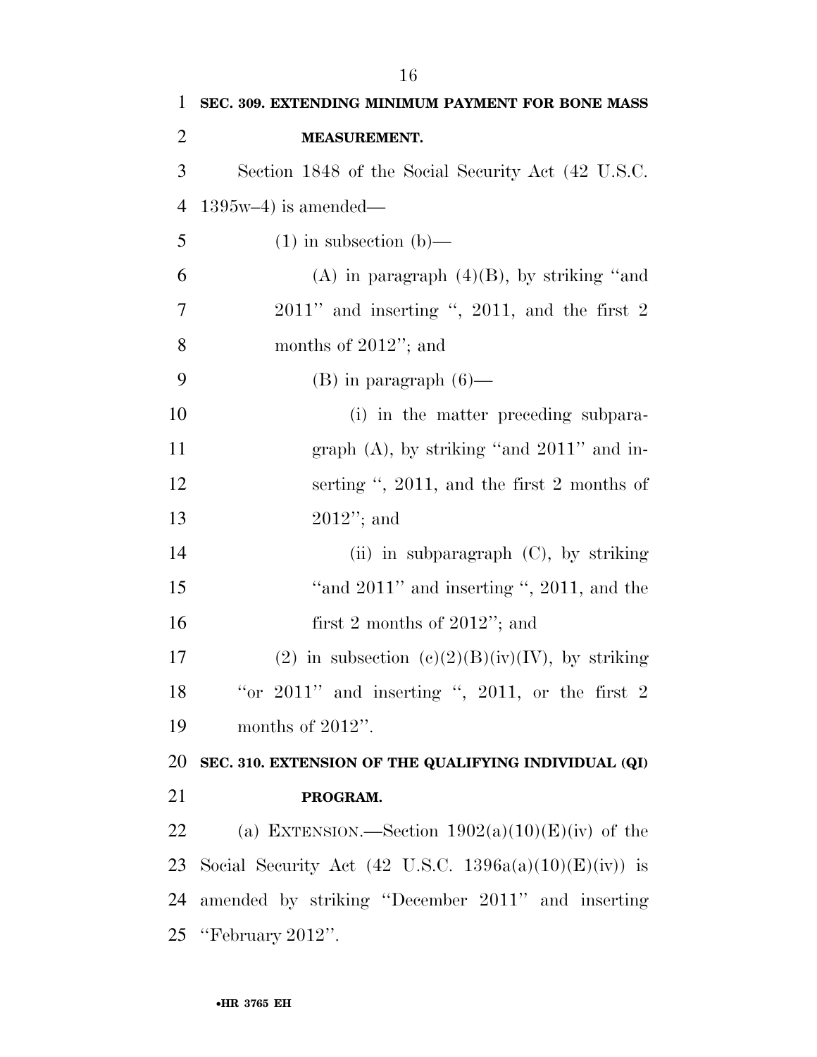**SEC. 309. EXTENDING MINIMUM PAYMENT FOR BONE MASS MEASUREMENT.**

Section 1848 of the Social Security Act (42 U.S.C. 1395w–4) is amended—

(1) in subsection (b)—

(A) in paragraph (4)(B), by striking "and 2011" and inserting ", 2011, and the first 2 months of 2012"; and

(B) in paragraph (6)—

(i) in the matter preceding subparagraph (A), by striking "and 2011" and inserting ", 2011, and the first 2 months of 2012"; and

(ii) in subparagraph (C), by striking "and 2011" and inserting ", 2011, and the first 2 months of 2012"; and

(2) in subsection (c)(2)(B)(iv)(IV), by striking "or 2011" and inserting ", 2011, or the first 2 months of 2012".

**SEC. 310. EXTENSION OF THE QUALIFYING INDIVIDUAL (QI) PROGRAM.**

(a) EXTENSION.—Section 1902(a)(10)(E)(iv) of the Social Security Act (42 U.S.C. 1396a(a)(10)(E)(iv)) is amended by striking "December 2011" and inserting "February 2012".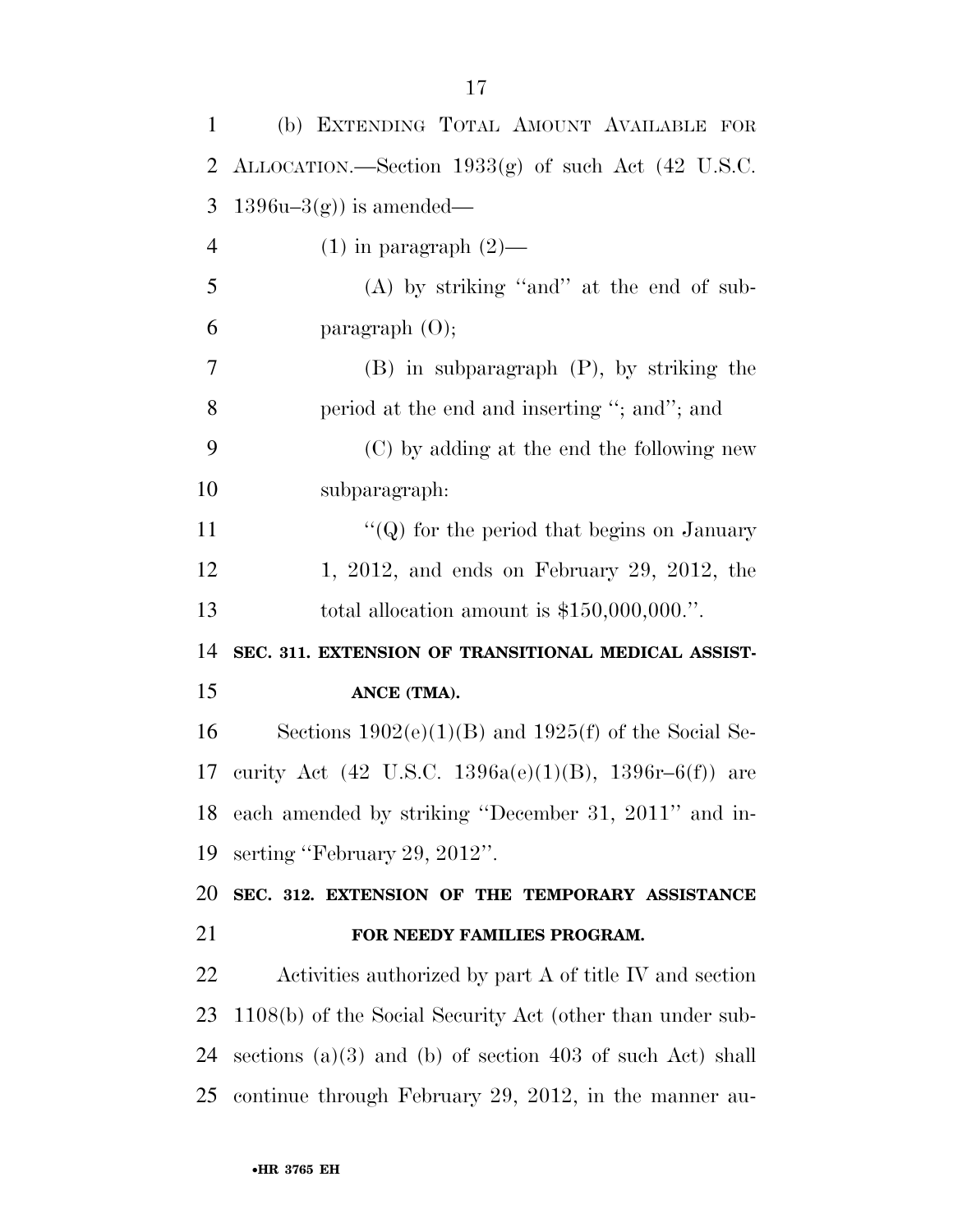(b) EXTENDING TOTAL AMOUNT AVAILABLE FOR ALLOCATION.—Section 1933(g) of such Act (42 U.S.C. 1396u–3(g)) is amended—

(1) in paragraph (2)—

(A) by striking ''and'' at the end of subparagraph (O);

(B) in subparagraph (P), by striking the period at the end and inserting ''; and''; and

(C) by adding at the end the following new subparagraph:

''(Q) for the period that begins on January 1, 2012, and ends on February 29, 2012, the total allocation amount is $150,000,000.''.

**SEC. 311. EXTENSION OF TRANSITIONAL MEDICAL ASSISTANCE (TMA).**

Sections 1902(e)(1)(B) and 1925(f) of the Social Security Act (42 U.S.C. 1396a(e)(1)(B), 1396r–6(f)) are each amended by striking ''December 31, 2011'' and inserting ''February 29, 2012''.

**SEC. 312. EXTENSION OF THE TEMPORARY ASSISTANCE FOR NEEDY FAMILIES PROGRAM.**

Activities authorized by part A of title IV and section 1108(b) of the Social Security Act (other than under subsections (a)(3) and (b) of section 403 of such Act) shall continue through February 29, 2012, in the manner au-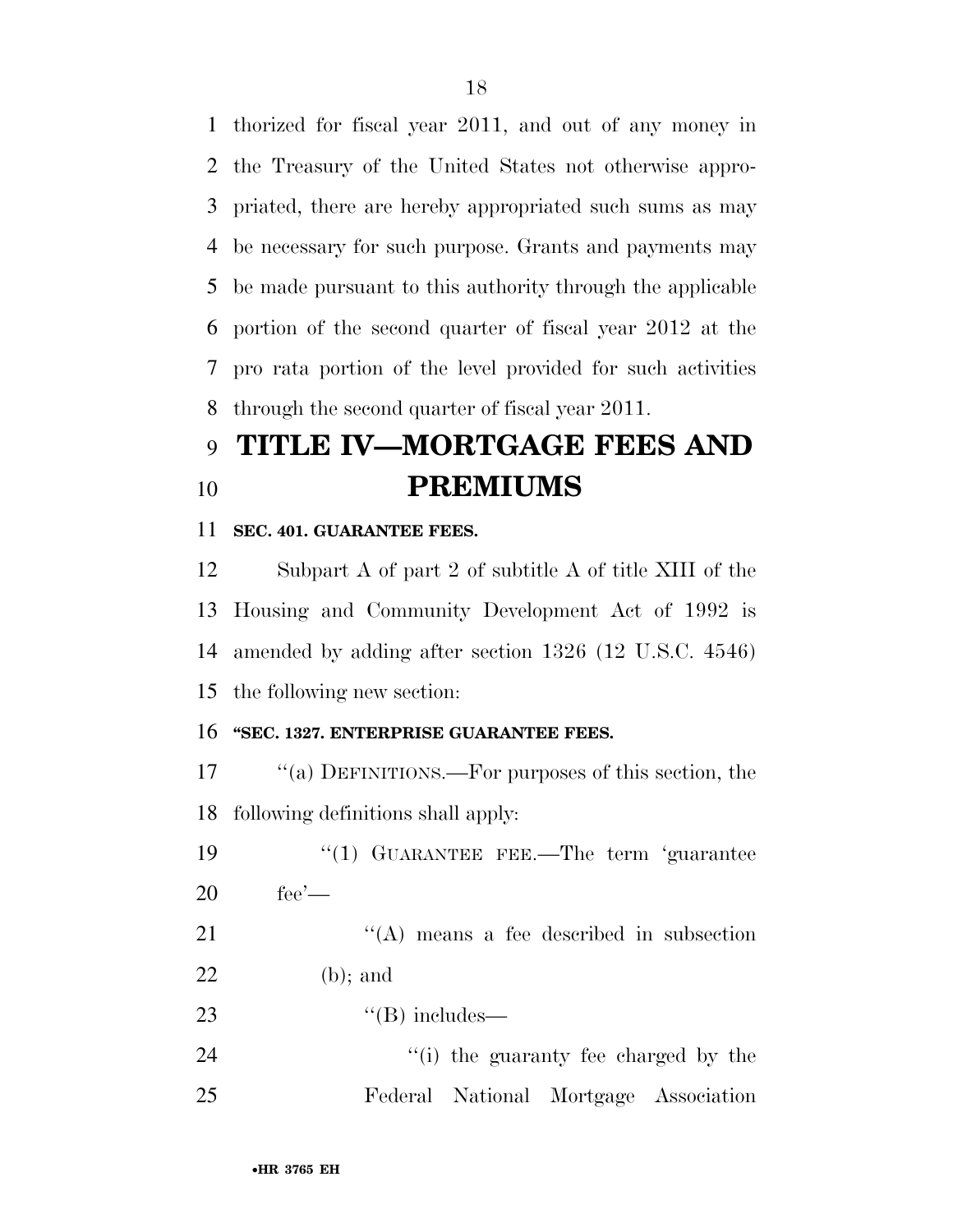thorized for fiscal year 2011, and out of any money in the Treasury of the United States not otherwise appropriated, there are hereby appropriated such sums as may be necessary for such purpose. Grants and payments may be made pursuant to this authority through the applicable portion of the second quarter of fiscal year 2012 at the pro rata portion of the level provided for such activities through the second quarter of fiscal year 2011.

# TITLE IV—MORTGAGE FEES AND PREMIUMS

**SEC. 401. GUARANTEE FEES.**

Subpart A of part 2 of subtitle A of title XIII of the Housing and Community Development Act of 1992 is amended by adding after section 1326 (12 U.S.C. 4546) the following new section:

**"SEC. 1327. ENTERPRISE GUARANTEE FEES.**

"(a) DEFINITIONS.—For purposes of this section, the following definitions shall apply:

"(1) GUARANTEE FEE.—The term 'guarantee fee'—

"(A) means a fee described in subsection (b); and

"(B) includes—

"(i) the guaranty fee charged by the Federal National Mortgage Association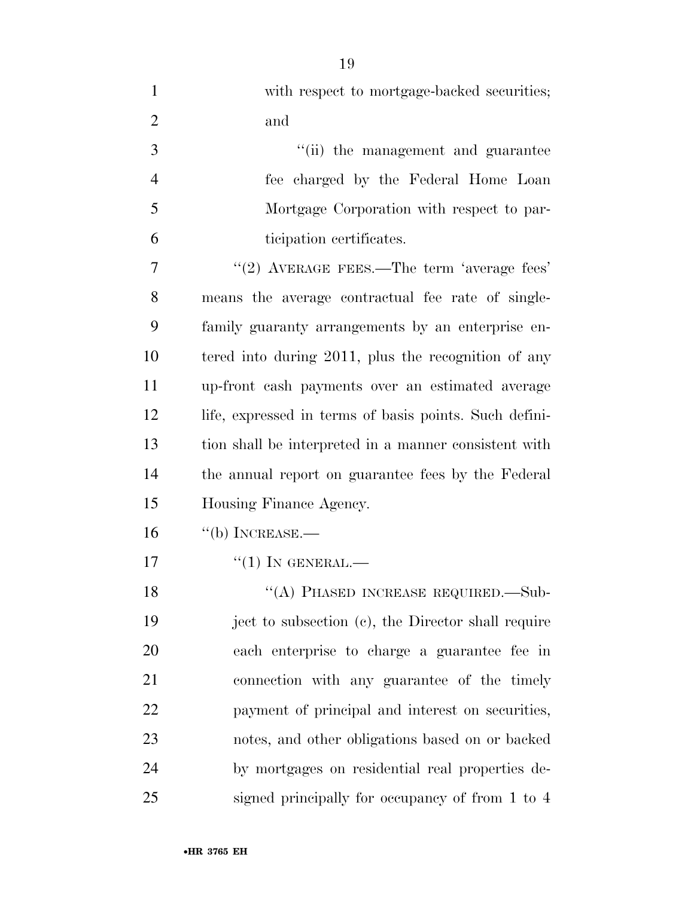with respect to mortgage-backed securities; and

"(ii) the management and guarantee fee charged by the Federal Home Loan Mortgage Corporation with respect to participation certificates.

"(2) AVERAGE FEES.—The term 'average fees' means the average contractual fee rate of single-family guaranty arrangements by an enterprise entered into during 2011, plus the recognition of any up-front cash payments over an estimated average life, expressed in terms of basis points. Such definition shall be interpreted in a manner consistent with the annual report on guarantee fees by the Federal Housing Finance Agency.

"(b) INCREASE.—

"(1) IN GENERAL.—

"(A) PHASED INCREASE REQUIRED.—Subject to subsection (c), the Director shall require each enterprise to charge a guarantee fee in connection with any guarantee of the timely payment of principal and interest on securities, notes, and other obligations based on or backed by mortgages on residential real properties designed principally for occupancy of from 1 to 4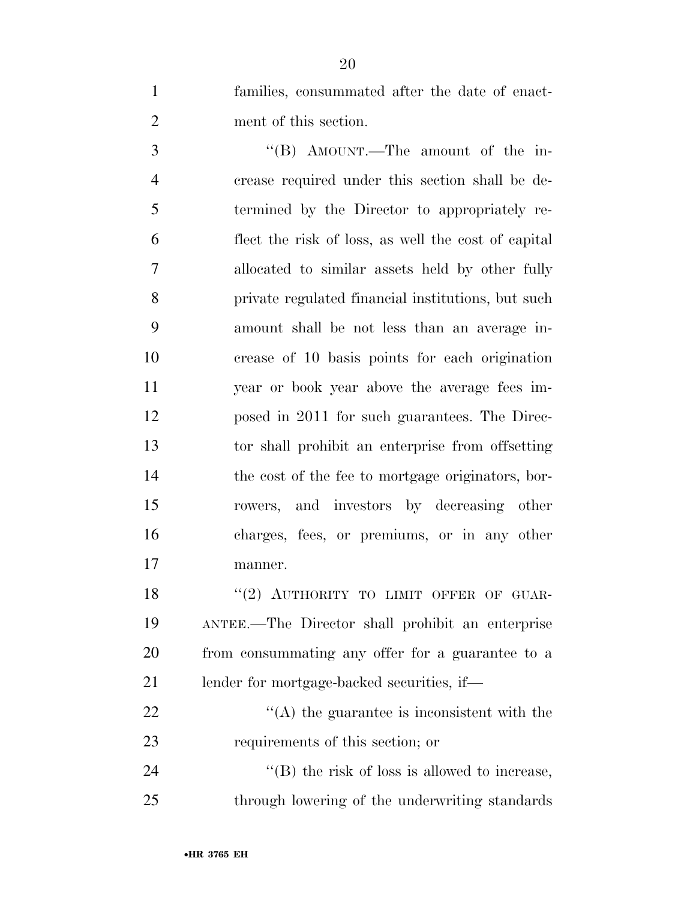families, consummated after the date of enactment of this section.

"(B) AMOUNT.—The amount of the increase required under this section shall be determined by the Director to appropriately reflect the risk of loss, as well the cost of capital allocated to similar assets held by other fully private regulated financial institutions, but such amount shall be not less than an average increase of 10 basis points for each origination year or book year above the average fees imposed in 2011 for such guarantees. The Director shall prohibit an enterprise from offsetting the cost of the fee to mortgage originators, borrowers, and investors by decreasing other charges, fees, or premiums, or in any other manner.

"(2) AUTHORITY TO LIMIT OFFER OF GUARANTEE.—The Director shall prohibit an enterprise from consummating any offer for a guarantee to a lender for mortgage-backed securities, if—

"(A) the guarantee is inconsistent with the requirements of this section; or

"(B) the risk of loss is allowed to increase, through lowering of the underwriting standards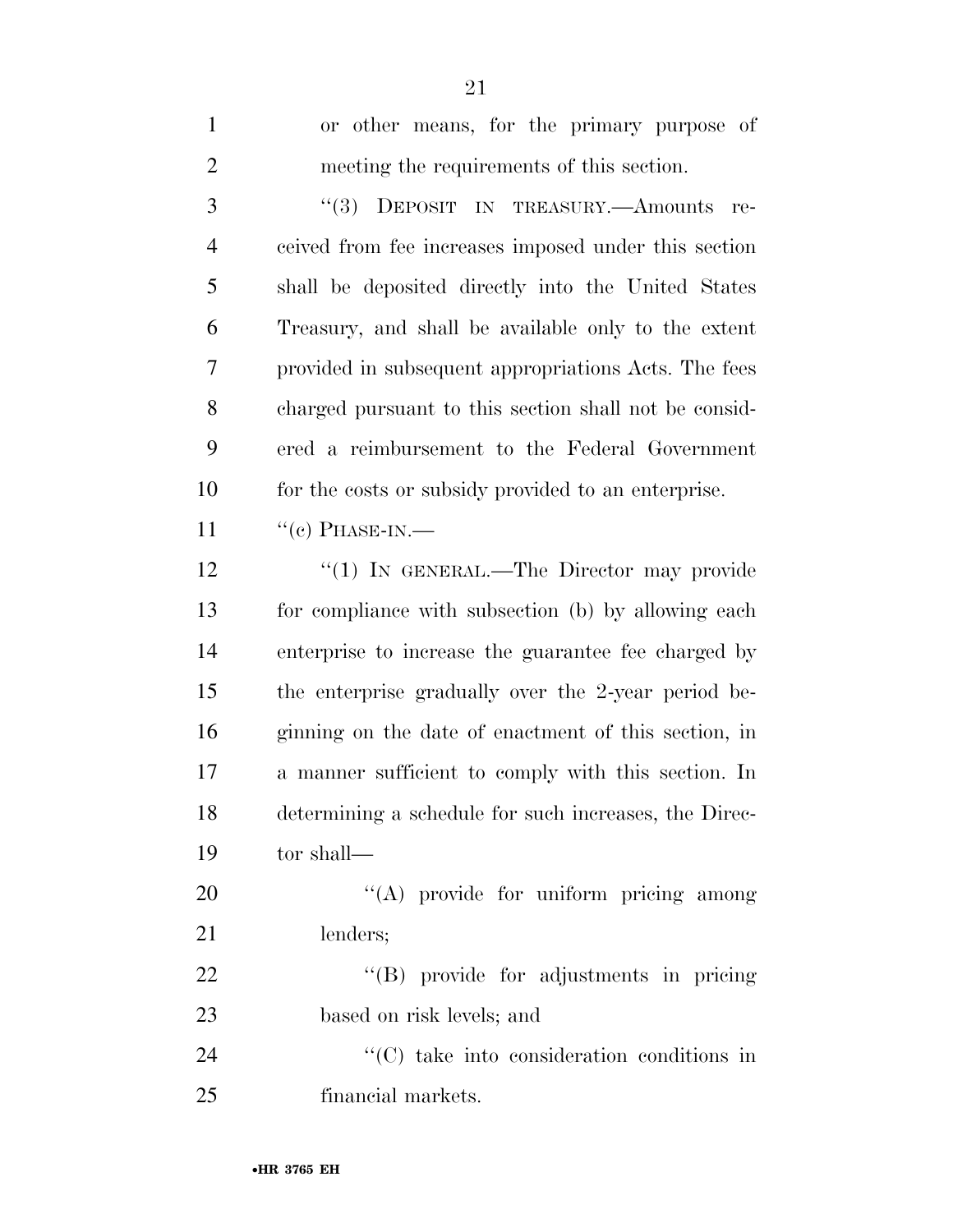or other means, for the primary purpose of meeting the requirements of this section.

"(3) DEPOSIT IN TREASURY.—Amounts received from fee increases imposed under this section shall be deposited directly into the United States Treasury, and shall be available only to the extent provided in subsequent appropriations Acts. The fees charged pursuant to this section shall not be considered a reimbursement to the Federal Government for the costs or subsidy provided to an enterprise.

"(c) PHASE-IN.—

"(1) IN GENERAL.—The Director may provide for compliance with subsection (b) by allowing each enterprise to increase the guarantee fee charged by the enterprise gradually over the 2-year period beginning on the date of enactment of this section, in a manner sufficient to comply with this section. In determining a schedule for such increases, the Director shall—

"(A) provide for uniform pricing among lenders;

"(B) provide for adjustments in pricing based on risk levels; and

"(C) take into consideration conditions in financial markets.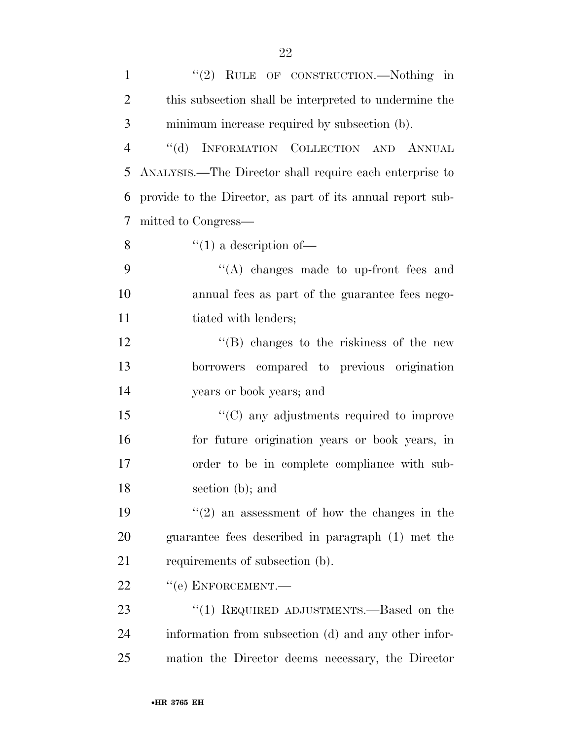"(2) RULE OF CONSTRUCTION.—Nothing in this subsection shall be interpreted to undermine the minimum increase required by subsection (b).

"(d) INFORMATION COLLECTION AND ANNUAL ANALYSIS.—The Director shall require each enterprise to provide to the Director, as part of its annual report submitted to Congress—

"(1) a description of—

"(A) changes made to up-front fees and annual fees as part of the guarantee fees negotiated with lenders;

"(B) changes to the riskiness of the new borrowers compared to previous origination years or book years; and

"(C) any adjustments required to improve for future origination years or book years, in order to be in complete compliance with subsection (b); and

"(2) an assessment of how the changes in the guarantee fees described in paragraph (1) met the requirements of subsection (b).

"(e) ENFORCEMENT.—

"(1) REQUIRED ADJUSTMENTS.—Based on the information from subsection (d) and any other information the Director deems necessary, the Director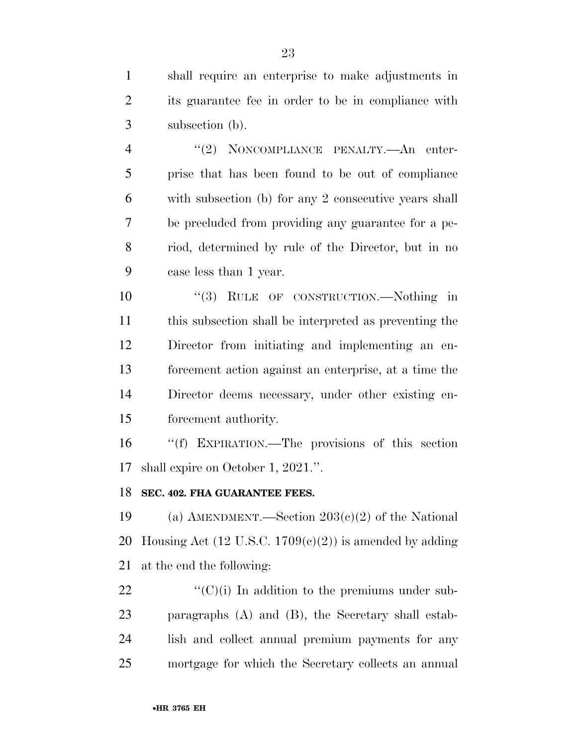shall require an enterprise to make adjustments in its guarantee fee in order to be in compliance with subsection (b).

"(2) NONCOMPLIANCE PENALTY.—An enterprise that has been found to be out of compliance with subsection (b) for any 2 consecutive years shall be precluded from providing any guarantee for a period, determined by rule of the Director, but in no case less than 1 year.

"(3) RULE OF CONSTRUCTION.—Nothing in this subsection shall be interpreted as preventing the Director from initiating and implementing an enforcement action against an enterprise, at a time the Director deems necessary, under other existing enforcement authority.

"(f) EXPIRATION.—The provisions of this section shall expire on October 1, 2021.".

**SEC. 402. FHA GUARANTEE FEES.**

(a) AMENDMENT.—Section 203(c)(2) of the National Housing Act (12 U.S.C. 1709(c)(2)) is amended by adding at the end the following:

"(C)(i) In addition to the premiums under subparagraphs (A) and (B), the Secretary shall establish and collect annual premium payments for any mortgage for which the Secretary collects an annual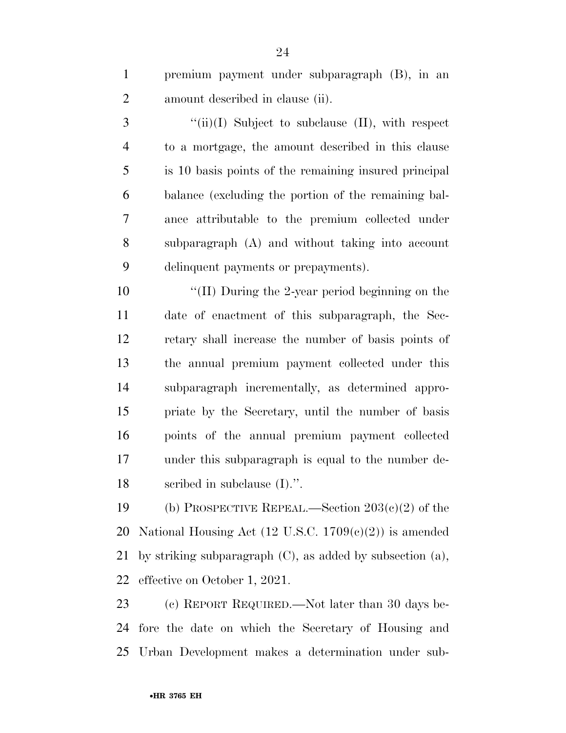premium payment under subparagraph (B), in an amount described in clause (ii).

"(ii)(I) Subject to subclause (II), with respect to a mortgage, the amount described in this clause is 10 basis points of the remaining insured principal balance (excluding the portion of the remaining balance attributable to the premium collected under subparagraph (A) and without taking into account delinquent payments or prepayments).

"(II) During the 2-year period beginning on the date of enactment of this subparagraph, the Secretary shall increase the number of basis points of the annual premium payment collected under this subparagraph incrementally, as determined appropriate by the Secretary, until the number of basis points of the annual premium payment collected under this subparagraph is equal to the number described in subclause (I).".

(b) PROSPECTIVE REPEAL.—Section 203(c)(2) of the National Housing Act (12 U.S.C. 1709(c)(2)) is amended by striking subparagraph (C), as added by subsection (a), effective on October 1, 2021.

(c) REPORT REQUIRED.—Not later than 30 days before the date on which the Secretary of Housing and Urban Development makes a determination under sub-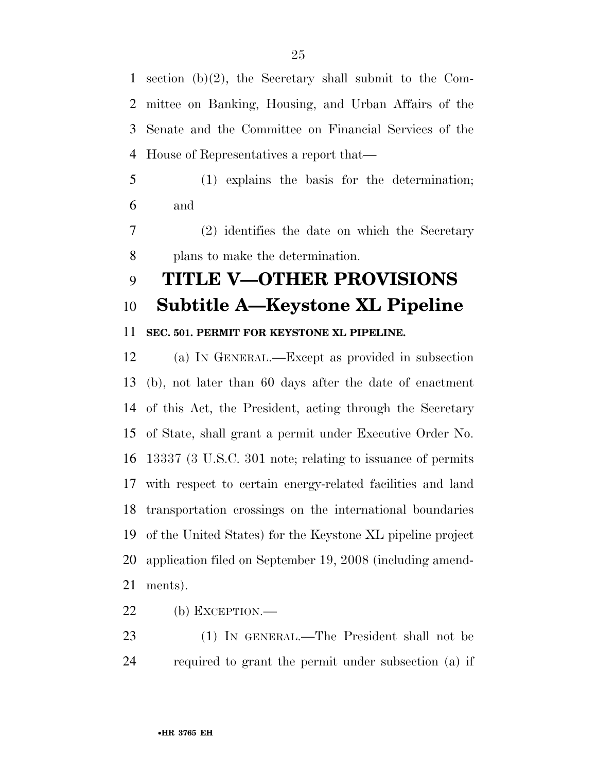section (b)(2), the Secretary shall submit to the Committee on Banking, Housing, and Urban Affairs of the Senate and the Committee on Financial Services of the House of Representatives a report that—

(1) explains the basis for the determination; and

(2) identifies the date on which the Secretary plans to make the determination.

# TITLE V—OTHER PROVISIONS

## Subtitle A—Keystone XL Pipeline

### SEC. 501. PERMIT FOR KEYSTONE XL PIPELINE.

(a) IN GENERAL.—Except as provided in subsection (b), not later than 60 days after the date of enactment of this Act, the President, acting through the Secretary of State, shall grant a permit under Executive Order No. 13337 (3 U.S.C. 301 note; relating to issuance of permits with respect to certain energy-related facilities and land transportation crossings on the international boundaries of the United States) for the Keystone XL pipeline project application filed on September 19, 2008 (including amendments).

(b) EXCEPTION.—

(1) IN GENERAL.—The President shall not be required to grant the permit under subsection (a) if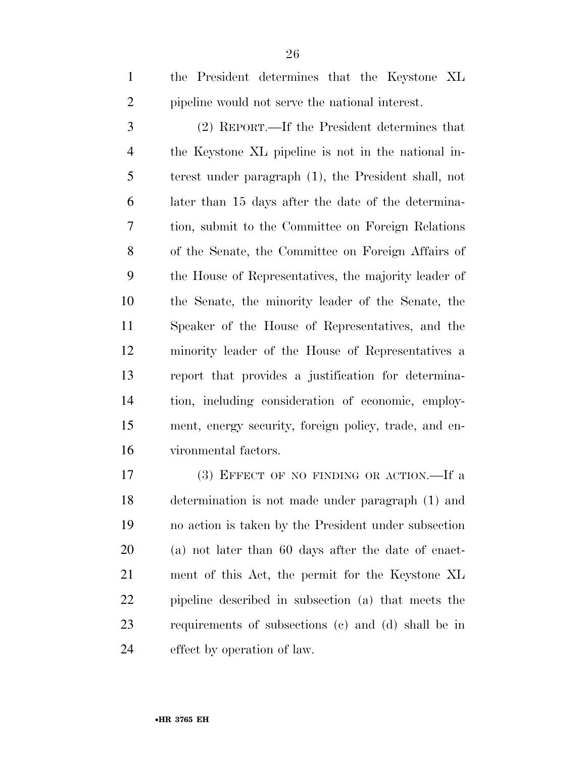the President determines that the Keystone XL pipeline would not serve the national interest.

(2) REPORT.—If the President determines that the Keystone XL pipeline is not in the national interest under paragraph (1), the President shall, not later than 15 days after the date of the determination, submit to the Committee on Foreign Relations of the Senate, the Committee on Foreign Affairs of the House of Representatives, the majority leader of the Senate, the minority leader of the Senate, the Speaker of the House of Representatives, and the minority leader of the House of Representatives a report that provides a justification for determination, including consideration of economic, employment, energy security, foreign policy, trade, and environmental factors.

(3) EFFECT OF NO FINDING OR ACTION.—If a determination is not made under paragraph (1) and no action is taken by the President under subsection (a) not later than 60 days after the date of enactment of this Act, the permit for the Keystone XL pipeline described in subsection (a) that meets the requirements of subsections (c) and (d) shall be in effect by operation of law.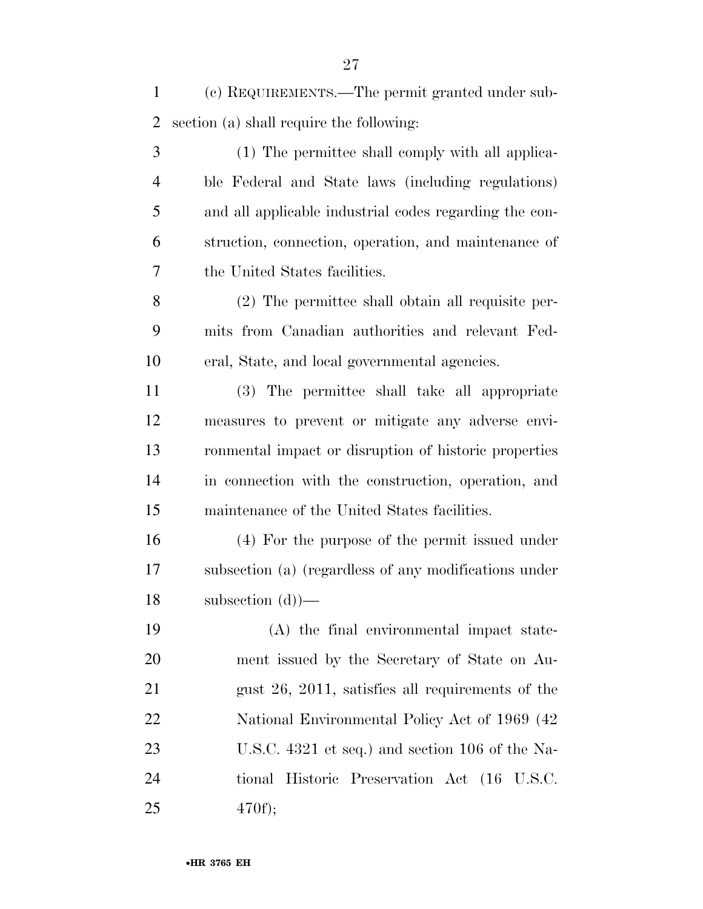(c) REQUIREMENTS.—The permit granted under subsection (a) shall require the following:

(1) The permittee shall comply with all applicable Federal and State laws (including regulations) and all applicable industrial codes regarding the construction, connection, operation, and maintenance of the United States facilities.

(2) The permittee shall obtain all requisite permits from Canadian authorities and relevant Federal, State, and local governmental agencies.

(3) The permittee shall take all appropriate measures to prevent or mitigate any adverse environmental impact or disruption of historic properties in connection with the construction, operation, and maintenance of the United States facilities.

(4) For the purpose of the permit issued under subsection (a) (regardless of any modifications under subsection (d))—

(A) the final environmental impact statement issued by the Secretary of State on August 26, 2011, satisfies all requirements of the National Environmental Policy Act of 1969 (42 U.S.C. 4321 et seq.) and section 106 of the National Historic Preservation Act (16 U.S.C. 470f);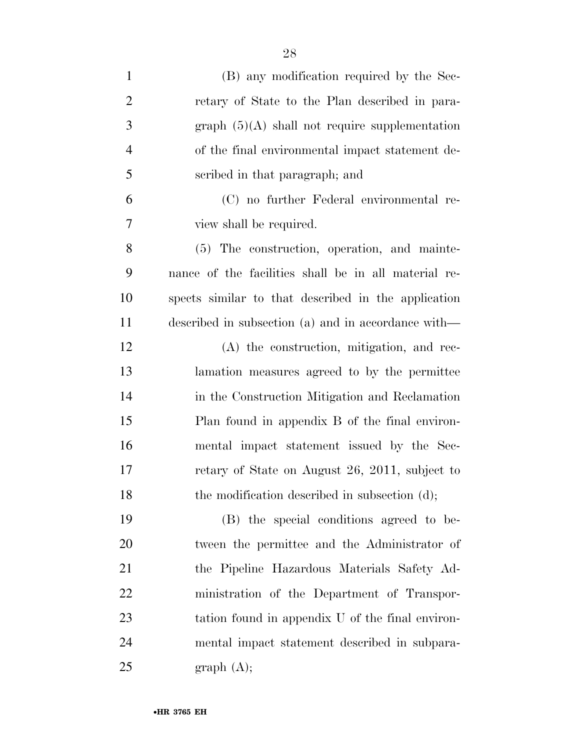(B) any modification required by the Secretary of State to the Plan described in paragraph (5)(A) shall not require supplementation of the final environmental impact statement described in that paragraph; and

(C) no further Federal environmental review shall be required.

(5) The construction, operation, and maintenance of the facilities shall be in all material respects similar to that described in the application described in subsection (a) and in accordance with—

(A) the construction, mitigation, and reclamation measures agreed to by the permittee in the Construction Mitigation and Reclamation Plan found in appendix B of the final environmental impact statement issued by the Secretary of State on August 26, 2011, subject to the modification described in subsection (d);

(B) the special conditions agreed to between the permittee and the Administrator of the Pipeline Hazardous Materials Safety Administration of the Department of Transportation found in appendix U of the final environmental impact statement described in subparagraph (A);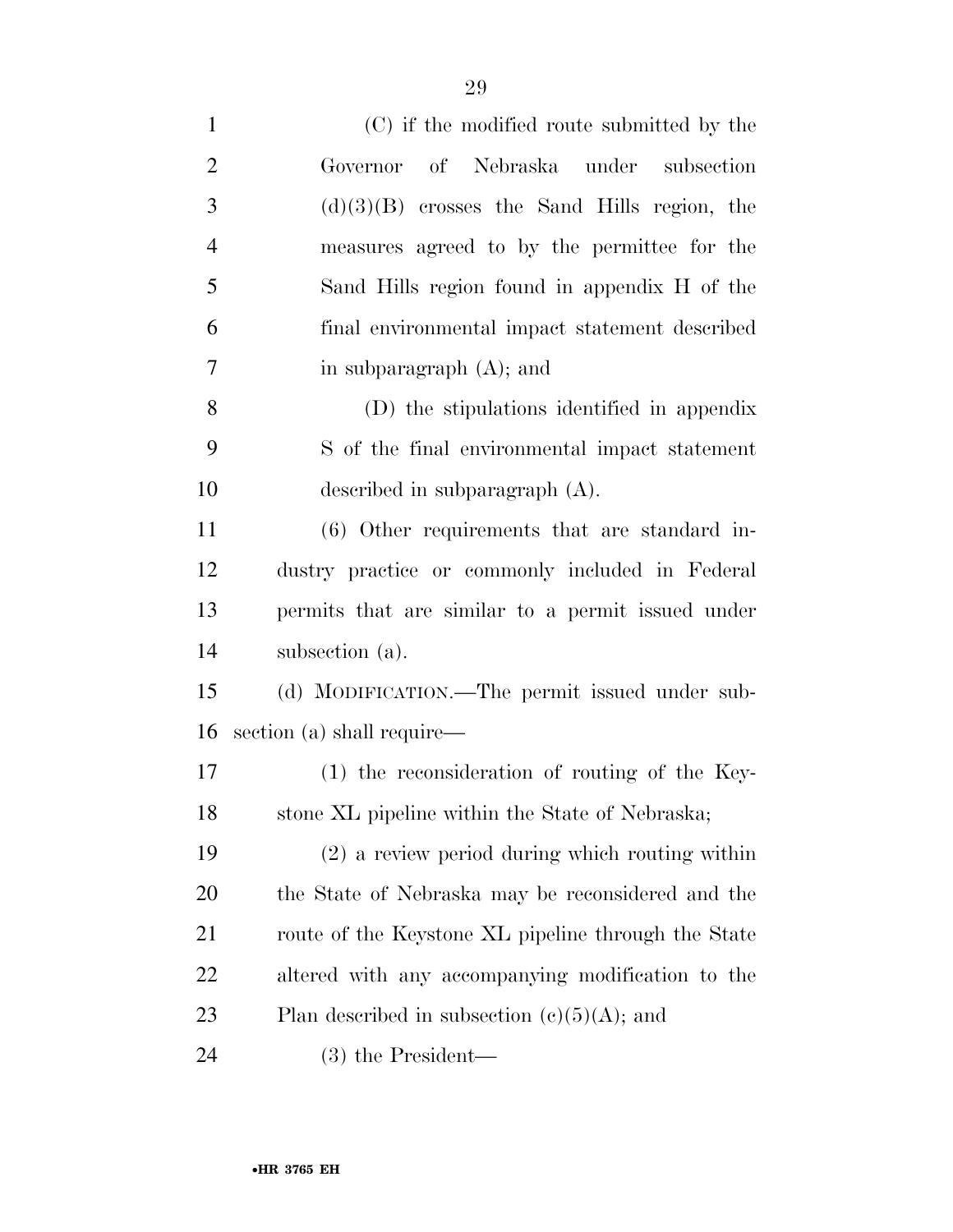(C) if the modified route submitted by the Governor of Nebraska under subsection (d)(3)(B) crosses the Sand Hills region, the measures agreed to by the permittee for the Sand Hills region found in appendix H of the final environmental impact statement described in subparagraph (A); and

(D) the stipulations identified in appendix S of the final environmental impact statement described in subparagraph (A).

(6) Other requirements that are standard industry practice or commonly included in Federal permits that are similar to a permit issued under subsection (a).

(d) MODIFICATION.—The permit issued under subsection (a) shall require—

(1) the reconsideration of routing of the Keystone XL pipeline within the State of Nebraska;

(2) a review period during which routing within the State of Nebraska may be reconsidered and the route of the Keystone XL pipeline through the State altered with any accompanying modification to the Plan described in subsection (c)(5)(A); and

(3) the President—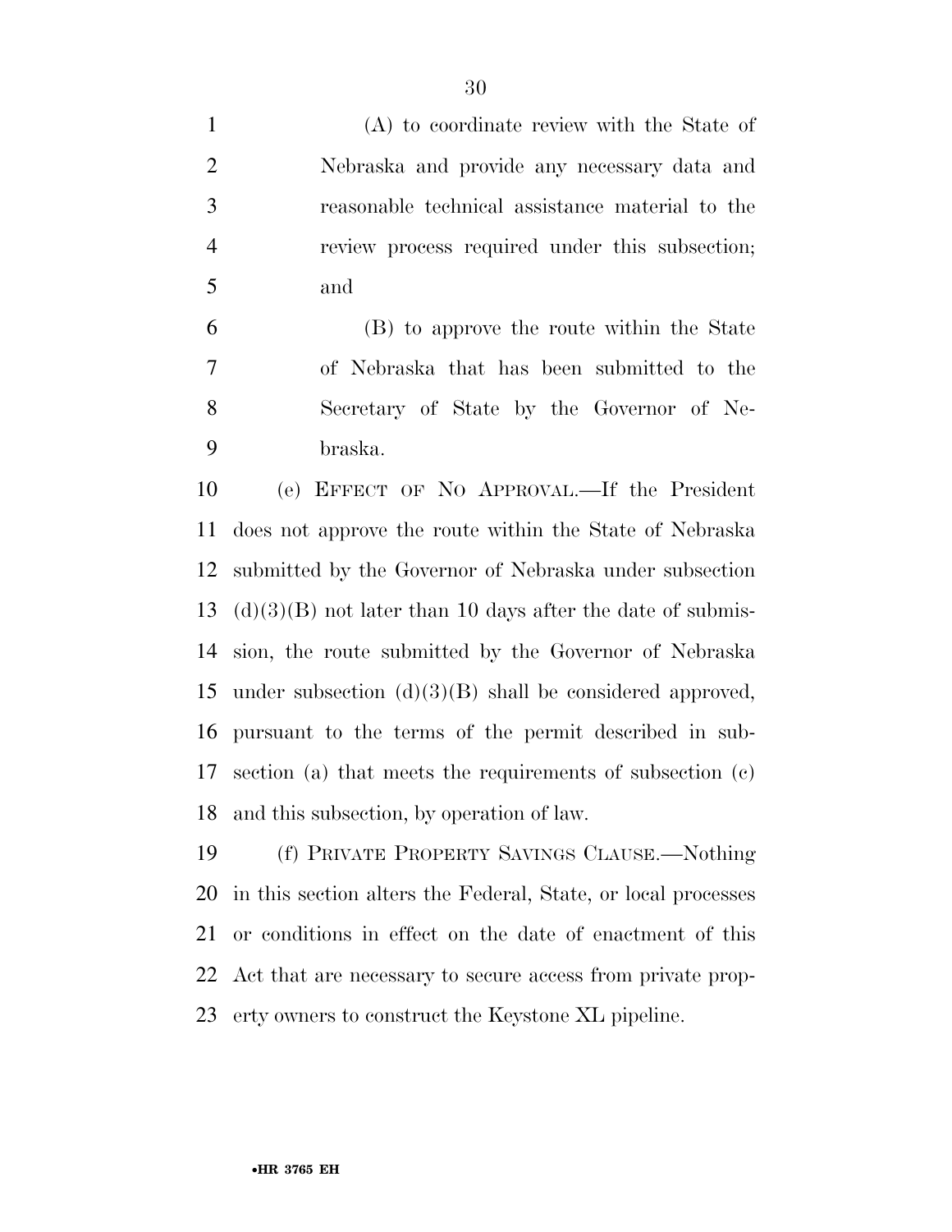(A) to coordinate review with the State of Nebraska and provide any necessary data and reasonable technical assistance material to the review process required under this subsection; and

(B) to approve the route within the State of Nebraska that has been submitted to the Secretary of State by the Governor of Nebraska.

(e) EFFECT OF NO APPROVAL.—If the President does not approve the route within the State of Nebraska submitted by the Governor of Nebraska under subsection (d)(3)(B) not later than 10 days after the date of submission, the route submitted by the Governor of Nebraska under subsection (d)(3)(B) shall be considered approved, pursuant to the terms of the permit described in subsection (a) that meets the requirements of subsection (c) and this subsection, by operation of law.

(f) PRIVATE PROPERTY SAVINGS CLAUSE.—Nothing in this section alters the Federal, State, or local processes or conditions in effect on the date of enactment of this Act that are necessary to secure access from private property owners to construct the Keystone XL pipeline.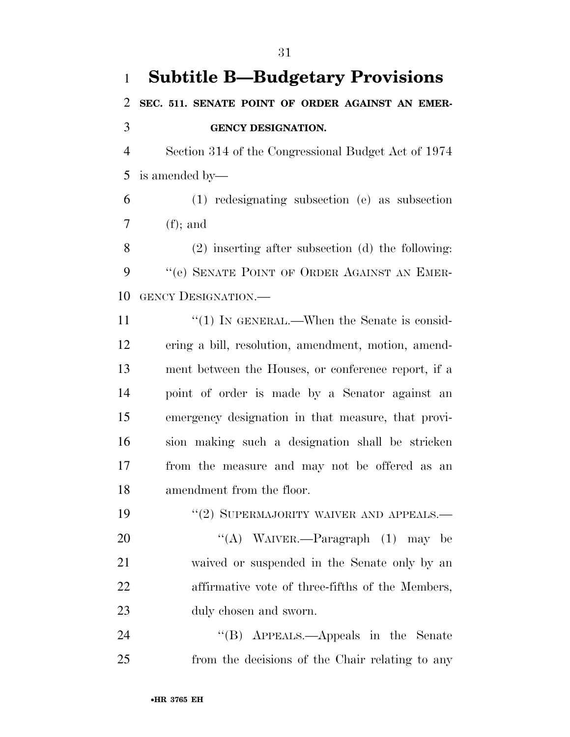## Subtitle B—Budgetary Provisions

**SEC. 511. SENATE POINT OF ORDER AGAINST AN EMERGENCY DESIGNATION.**

Section 314 of the Congressional Budget Act of 1974 is amended by—

(1) redesignating subsection (e) as subsection (f); and

(2) inserting after subsection (d) the following:

''(e) SENATE POINT OF ORDER AGAINST AN EMERGENCY DESIGNATION.—

''(1) IN GENERAL.—When the Senate is considering a bill, resolution, amendment, motion, amendment between the Houses, or conference report, if a point of order is made by a Senator against an emergency designation in that measure, that provision making such a designation shall be stricken from the measure and may not be offered as an amendment from the floor.

''(2) SUPERMAJORITY WAIVER AND APPEALS.—

''(A) WAIVER.—Paragraph (1) may be waived or suspended in the Senate only by an affirmative vote of three-fifths of the Members, duly chosen and sworn.

''(B) APPEALS.—Appeals in the Senate from the decisions of the Chair relating to any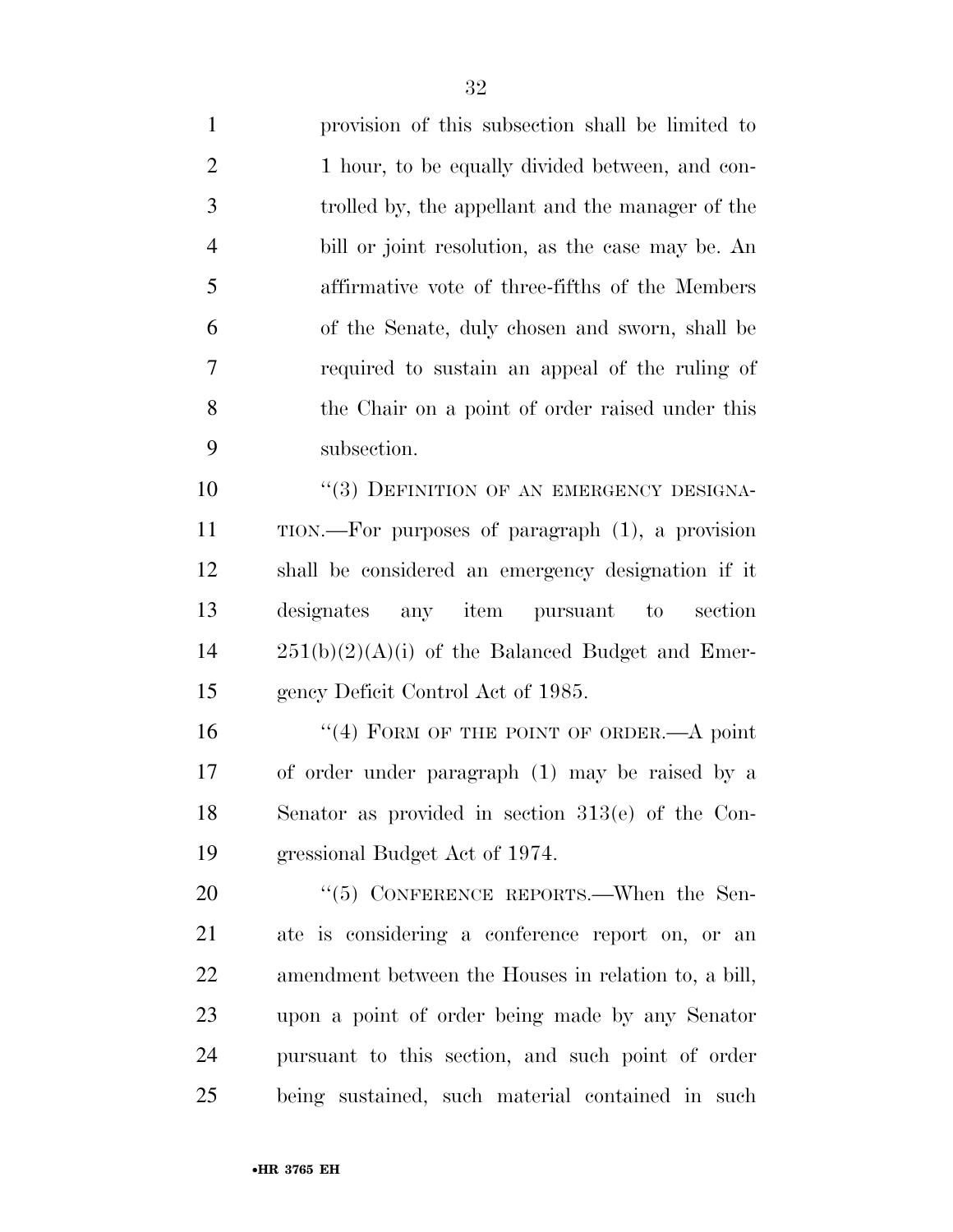provision of this subsection shall be limited to 1 hour, to be equally divided between, and controlled by, the appellant and the manager of the bill or joint resolution, as the case may be. An affirmative vote of three-fifths of the Members of the Senate, duly chosen and sworn, shall be required to sustain an appeal of the ruling of the Chair on a point of order raised under this subsection.

"(3) DEFINITION OF AN EMERGENCY DESIGNATION.—For purposes of paragraph (1), a provision shall be considered an emergency designation if it designates any item pursuant to section 251(b)(2)(A)(i) of the Balanced Budget and Emergency Deficit Control Act of 1985.

"(4) FORM OF THE POINT OF ORDER.—A point of order under paragraph (1) may be raised by a Senator as provided in section 313(e) of the Congressional Budget Act of 1974.

"(5) CONFERENCE REPORTS.—When the Senate is considering a conference report on, or an amendment between the Houses in relation to, a bill, upon a point of order being made by any Senator pursuant to this section, and such point of order being sustained, such material contained in such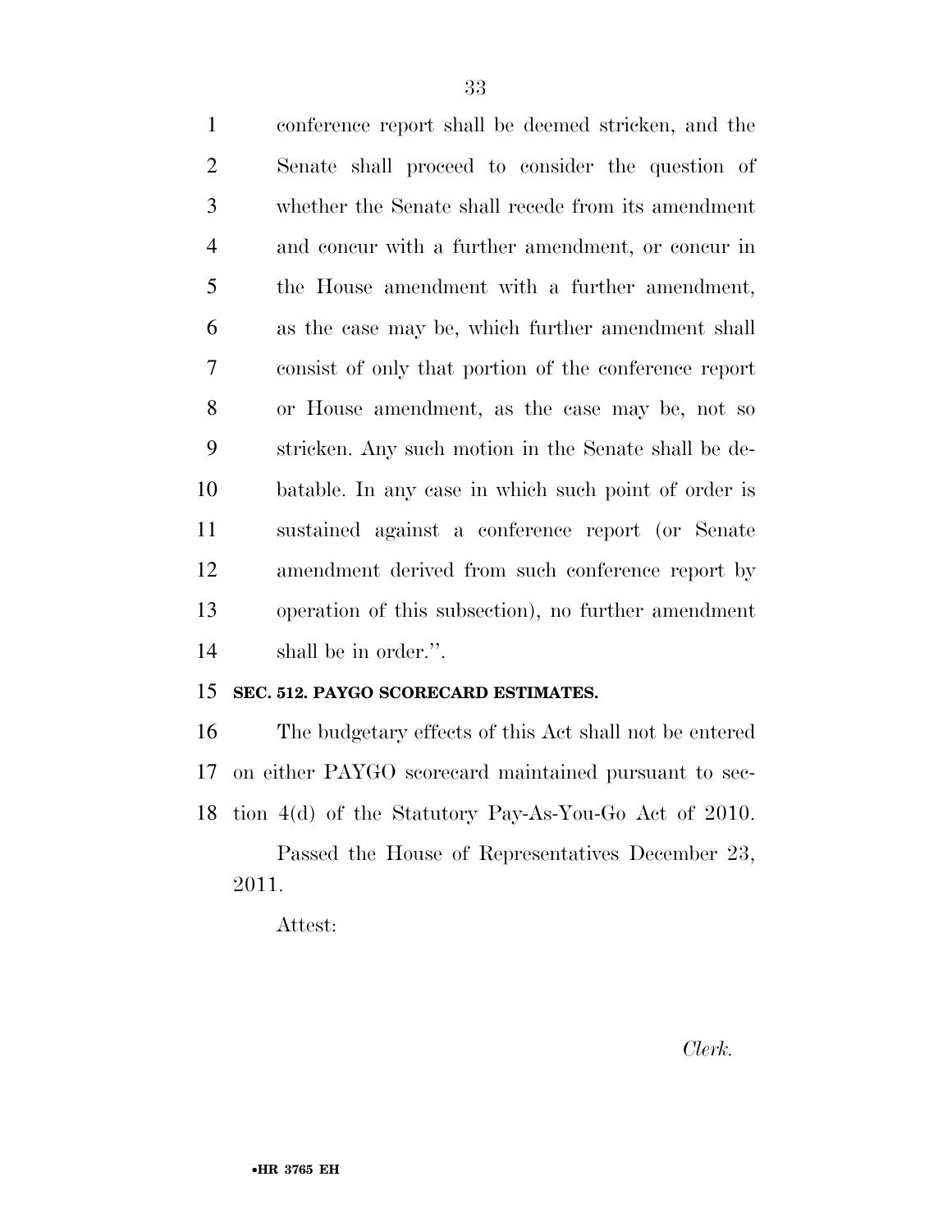conference report shall be deemed stricken, and the Senate shall proceed to consider the question of whether the Senate shall recede from its amendment and concur with a further amendment, or concur in the House amendment with a further amendment, as the case may be, which further amendment shall consist of only that portion of the conference report or House amendment, as the case may be, not so stricken. Any such motion in the Senate shall be debatable. In any case in which such point of order is sustained against a conference report (or Senate amendment derived from such conference report by operation of this subsection), no further amendment shall be in order.''.

**SEC. 512. PAYGO SCORECARD ESTIMATES.**

The budgetary effects of this Act shall not be entered on either PAYGO scorecard maintained pursuant to section 4(d) of the Statutory Pay-As-You-Go Act of 2010.

Passed the House of Representatives December 23, 2011.

Attest:

*Clerk.*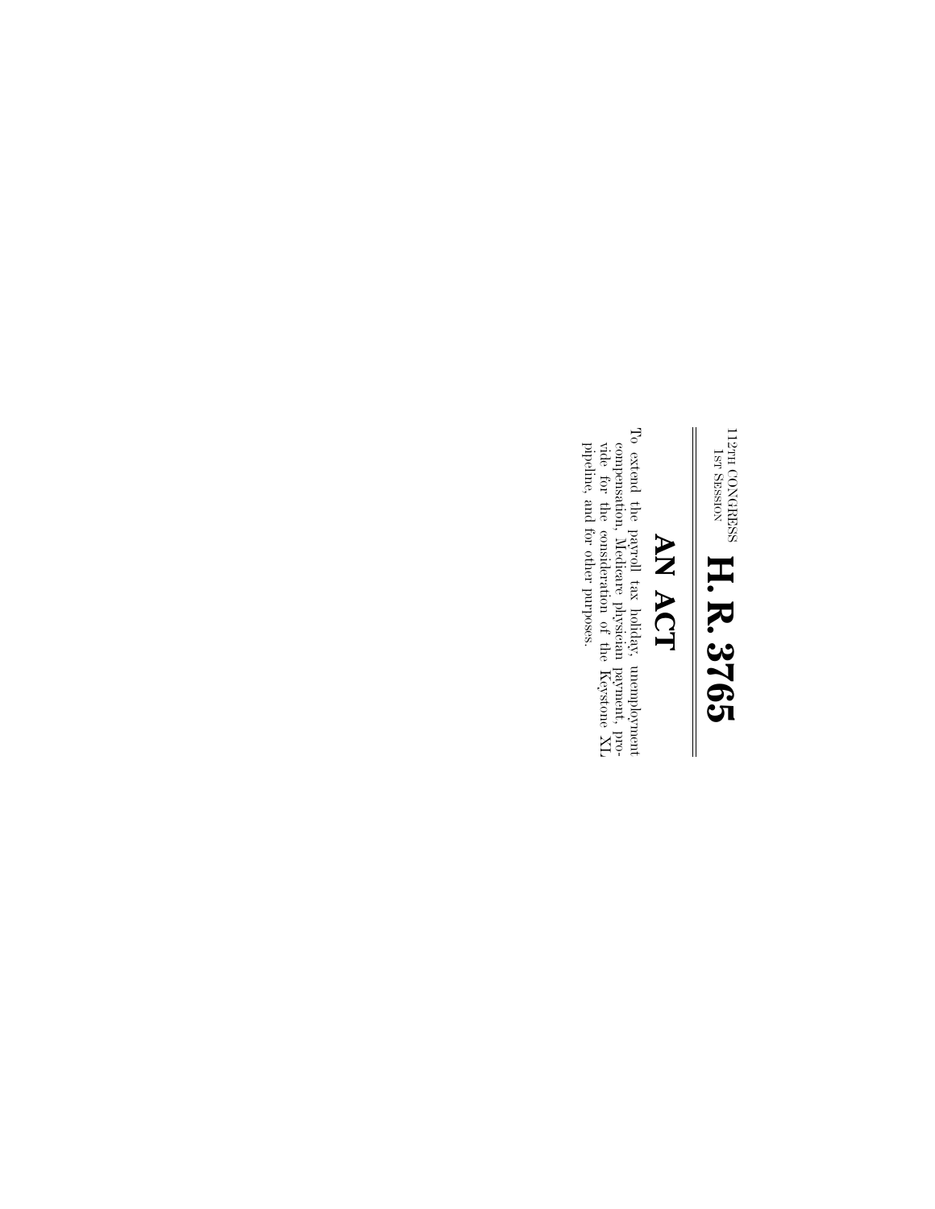112TH CONGRESS
1ST SESSION

# H. R. 3765

## AN ACT

To extend the payroll tax holiday, unemployment compensation, Medicare physician payment, provide for the consideration of the Keystone XL pipeline, and for other purposes.